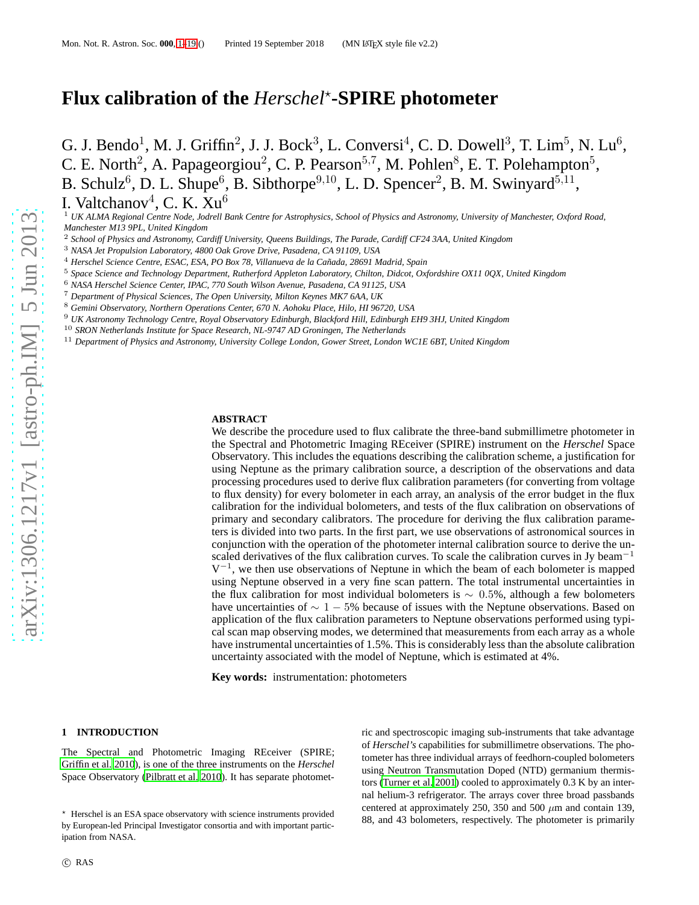# Flux calibration of the *Herschel*[⋆]-SPIRE photometer

G. J. Bendo[1], M. J. Griffin[2], J. J. Bock[3], L. Conversi[4], C. D. Dowell[3], T. Lim[5], N. Lu[6], C. E. North[2], A. Papageorgiou[2], C. P. Pearson[5,7], M. Pohlen[8], E. T. Polehampton[5], B. Schulz[6], D. L. Shupe[6], B. Sibthorpe[9,10], L. D. Spencer[2], B. M. Swinyard[5,11], I. Valtchanov[4], C. K. Xu[6]

[1] *UK ALMA Regional Centre Node, Jodrell Bank Centre for Astrophysics, School of Physics and Astronomy, University of Manchester, Oxford Road, Manchester M13 9PL, United Kingdom*
[2] *School of Physics and Astronomy, Cardiff University, Queens Buildings, The Parade, Cardiff CF24 3AA, United Kingdom*
[3] *NASA Jet Propulsion Laboratory, 4800 Oak Grove Drive, Pasadena, CA 91109, USA*
[4] *Herschel Science Centre, ESAC, ESA, PO Box 78, Villanueva de la Cañada, 28691 Madrid, Spain*
[5] *Space Science and Technology Department, Rutherford Appleton Laboratory, Chilton, Didcot, Oxfordshire OX11 0QX, United Kingdom*
[6] *NASA Herschel Science Center, IPAC, 770 South Wilson Avenue, Pasadena, CA 91125, USA*
[7] *Department of Physical Sciences, The Open University, Milton Keynes MK7 6AA, UK*
[8] *Gemini Observatory, Northern Operations Center, 670 N. Aohoku Place, Hilo, HI 96720, USA*
[9] *UK Astronomy Technology Centre, Royal Observatory Edinburgh, Blackford Hill, Edinburgh EH9 3HJ, United Kingdom*
[10] *SRON Netherlands Institute for Space Research, NL-9747 AD Groningen, The Netherlands*
[11] *Department of Physics and Astronomy, University College London, Gower Street, London WC1E 6BT, United Kingdom*

## ABSTRACT

We describe the procedure used to flux calibrate the three-band submillimetre photometer in the Spectral and Photometric Imaging REceiver (SPIRE) instrument on the *Herschel* Space Observatory. This includes the equations describing the calibration scheme, a justification for using Neptune as the primary calibration source, a description of the observations and data processing procedures used to derive flux calibration parameters (for converting from voltage to flux density) for every bolometer in each array, an analysis of the error budget in the flux calibration for the individual bolometers, and tests of the flux calibration on observations of primary and secondary calibrators. The procedure for deriving the flux calibration parameters is divided into two parts. In the first part, we use observations of astronomical sources in conjunction with the operation of the photometer internal calibration source to derive the unscaled derivatives of the flux calibration curves. To scale the calibration curves in Jy beam$^{-1}$ V$^{-1}$, we then use observations of Neptune in which the beam of each bolometer is mapped using Neptune observed in a very fine scan pattern. The total instrumental uncertainties in the flux calibration for most individual bolometers is $\sim 0.5$%, although a few bolometers have uncertainties of $\sim 1-5$% because of issues with the Neptune observations. Based on application of the flux calibration parameters to Neptune observations performed using typical scan map observing modes, we determined that measurements from each array as a whole have instrumental uncertainties of 1.5%. This is considerably less than the absolute calibration uncertainty associated with the model of Neptune, which is estimated at 4%.

**Key words:** instrumentation: photometers

## 1 INTRODUCTION

The Spectral and Photometric Imaging REceiver (SPIRE; Griffin et al. 2010), is one of the three instruments on the *Herschel* Space Observatory (Pilbratt et al. 2010). It has separate photometric and spectroscopic imaging sub-instruments that take advantage of *Herschel's* capabilities for submillimetre observations. The photometer has three individual arrays of feedhorn-coupled bolometers using Neutron Transmutation Doped (NTD) germanium thermistors (Turner et al. 2001) cooled to approximately 0.3 K by an internal helium-3 refrigerator. The arrays cover three broad passbands centered at approximately 250, 350 and 500 $\mu$m and contain 139, 88, and 43 bolometers, respectively. The photometer is primarily

[⋆] Herschel is an ESA space observatory with science instruments provided by European-led Principal Investigator consortia and with important participation from NASA.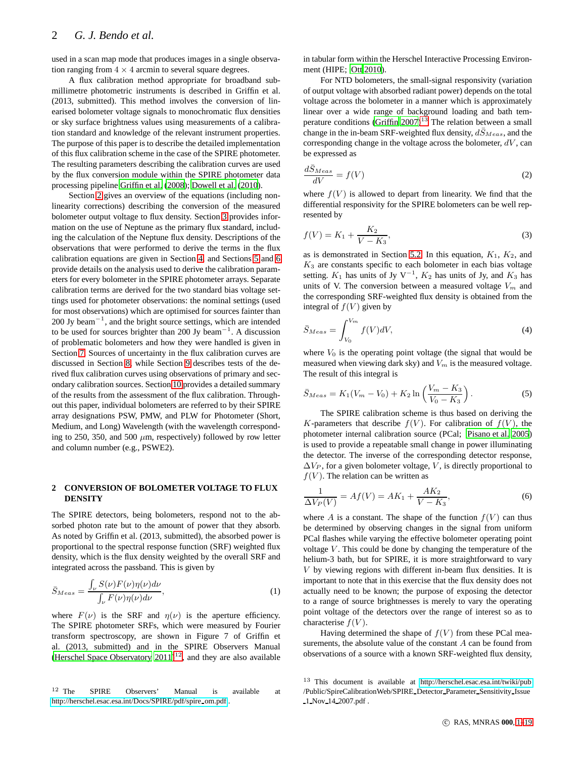used in a scan map mode that produces images in a single observation ranging from $4 \times 4$ arcmin to several square degrees.

A flux calibration method appropriate for broadband submillimetre photometric instruments is described in Griffin et al. (2013, submitted). This method involves the conversion of linearised bolometer voltage signals to monochromatic flux densities or sky surface brightness values using measurements of a calibration standard and knowledge of the relevant instrument properties. The purpose of this paper is to describe the detailed implementation of this flux calibration scheme in the case of the SPIRE photometer. The resulting parameters describing the calibration curves are used by the flux conversion module within the SPIRE photometer data processing pipeline Griffin et al. (2008); Dowell et al. (2010).

Section 2 gives an overview of the equations (including nonlinearity corrections) describing the conversion of the measured bolometer output voltage to flux density. Section 3 provides information on the use of Neptune as the primary flux standard, including the calculation of the Neptune flux density. Descriptions of the observations that were performed to derive the terms in the flux calibration equations are given in Section 4, and Sections 5 and 6 provide details on the analysis used to derive the calibration parameters for every bolometer in the SPIRE photometer arrays. Separate calibration terms are derived for the two standard bias voltage settings used for photometer observations: the nominal settings (used for most observations) which are optimised for sources fainter than 200 Jy beam$^{-1}$, and the bright source settings, which are intended to be used for sources brighter than 200 Jy beam$^{-1}$. A discussion of problematic bolometers and how they were handled is given in Section 7. Sources of uncertainty in the flux calibration curves are discussed in Section 8, while Section 9 describes tests of the derived flux calibration curves using observations of primary and secondary calibration sources. Section 10 provides a detailed summary of the results from the assessment of the flux calibration. Throughout this paper, individual bolometers are referred to by their SPIRE array designations PSW, PMW, and PLW for Photometer (Short, Medium, and Long) Wavelength (with the wavelength corresponding to 250, 350, and 500 $\mu$m, respectively) followed by row letter and column number (e.g., PSWE2).

## 2 CONVERSION OF BOLOMETER VOLTAGE TO FLUX DENSITY

The SPIRE detectors, being bolometers, respond not to the absorbed photon rate but to the amount of power that they absorb. As noted by Griffin et al. (2013, submitted), the absorbed power is proportional to the spectral response function (SRF) weighted flux density, which is the flux density weighted by the overall SRF and integrated across the passband. This is given by

$$\bar{S}_{Meas} = \frac{\int_\nu S(\nu)F(\nu)\eta(\nu)d\nu}{\int_\nu F(\nu)\eta(\nu)d\nu}, \tag{1}$$

where $F(\nu)$ is the SRF and $\eta(\nu)$ is the aperture efficiency. The SPIRE photometer SRFs, which were measured by Fourier transform spectroscopy, are shown in Figure 7 of Griffin et al. (2013, submitted) and in the SPIRE Observers Manual (Herschel Space Observatory 2011)[12], and they are also available in tabular form within the Herschel Interactive Processing Environment (HIPE; Ott 2010).

For NTD bolometers, the small-signal responsivity (variation of output voltage with absorbed radiant power) depends on the total voltage across the bolometer in a manner which is approximately linear over a wide range of background loading and bath temperature conditions (Griffin 2007)[13] The relation between a small change in the in-beam SRF-weighted flux density, $d\bar{S}_{Meas}$, and the corresponding change in the voltage across the bolometer, $dV$, can be expressed as

$$\frac{d\bar{S}_{Meas}}{dV} = f(V) \tag{2}$$

where $f(V)$ is allowed to depart from linearity. We find that the differential responsivity for the SPIRE bolometers can be well represented by

$$f(V) = K_1 + \frac{K_2}{V - K_3}, \tag{3}$$

as is demonstrated in Section 5.2. In this equation, $K_1$, $K_2$, and $K_3$ are constants specific to each bolometer in each bias voltage setting. $K_1$ has units of Jy V$^{-1}$, $K_2$ has units of Jy, and $K_3$ has units of V. The conversion between a measured voltage $V_m$ and the corresponding SRF-weighted flux density is obtained from the integral of $f(V)$ given by

$$\bar{S}_{Meas} = \int_{V_0}^{V_m} f(V)dV, \tag{4}$$

where $V_0$ is the operating point voltage (the signal that would be measured when viewing dark sky) and $V_m$ is the measured voltage. The result of this integral is

$$\bar{S}_{Meas} = K_1(V_m - V_0) + K_2 \ln\left(\frac{V_m - K_3}{V_0 - K_3}\right). \tag{5}$$

The SPIRE calibration scheme is thus based on deriving the $K$-parameters that describe $f(V)$. For calibration of $f(V)$, the photometer internal calibration source (PCal; Pisano et al. 2005) is used to provide a repeatable small change in power illuminating the detector. The inverse of the corresponding detector response, $\Delta V_P$, for a given bolometer voltage, $V$, is directly proportional to $f(V)$. The relation can be written as

$$\frac{1}{\Delta V_P(V)} = Af(V) = AK_1 + \frac{AK_2}{V - K_3}, \tag{6}$$

where $A$ is a constant. The shape of the function $f(V)$ can thus be determined by observing changes in the signal from uniform PCal flashes while varying the effective bolometer operating point voltage $V$. This could be done by changing the temperature of the helium-3 bath, but for SPIRE, it is more straightforward to vary $V$ by viewing regions with different in-beam flux densities. It is important to note that in this exercise that the flux density does not actually need to be known; the purpose of exposing the detector to a range of source brightnesses is merely to vary the operating point voltage of the detectors over the range of interest so as to characterise $f(V)$.

Having determined the shape of $f(V)$ from these PCal measurements, the absolute value of the constant $A$ can be found from observations of a source with a known SRF-weighted flux density,

[12] The SPIRE Observers' Manual is available at http://herschel.esac.esa.int/Docs/SPIRE/pdf/spire_om.pdf.

[13] This document is available at http://herschel.esac.esa.int/twiki/pub/Public/SpireCalibrationWeb/SPIRE_Detector_Parameter_Sensitivity_Issue_1_Nov_14_2007.pdf .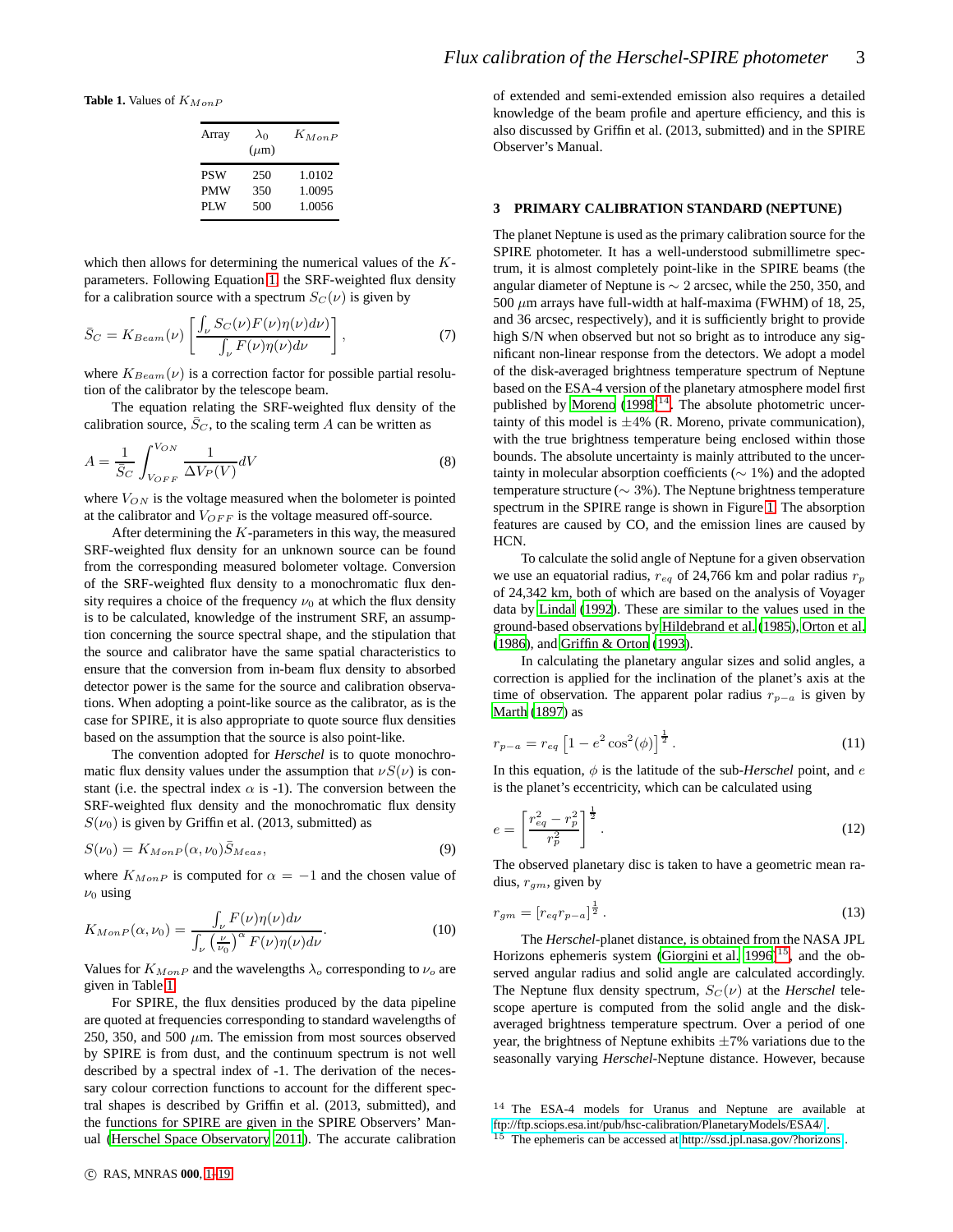**Table 1.** Values of $K_{MonP}$

| Array | $\lambda_0$ ($\mu$m) | $K_{MonP}$ |
|---|---|---|
| PSW | 250 | 1.0102 |
| PMW | 350 | 1.0095 |
| PLW | 500 | 1.0056 |

which then allows for determining the numerical values of the $K$-parameters. Following Equation 1, the SRF-weighted flux density for a calibration source with a spectrum $S_C(\nu)$ is given by

$$\bar{S}_C = K_{Beam}(\nu)\left[\frac{\int_\nu S_C(\nu)F(\nu)\eta(\nu)d\nu}{\int_\nu F(\nu)\eta(\nu)d\nu}\right], \tag{7}$$

where $K_{Beam}(\nu)$ is a correction factor for possible partial resolution of the calibrator by the telescope beam.

The equation relating the SRF-weighted flux density of the calibration source, $\bar{S}_C$, to the scaling term $A$ can be written as

$$A = \frac{1}{\bar{S}_C}\int_{V_{OFF}}^{V_{ON}} \frac{1}{\Delta V_P(V)}dV \tag{8}$$

where $V_{ON}$ is the voltage measured when the bolometer is pointed at the calibrator and $V_{OFF}$ is the voltage measured off-source.

After determining the $K$-parameters in this way, the measured SRF-weighted flux density for an unknown source can be found from the corresponding measured bolometer voltage. Conversion of the SRF-weighted flux density to a monochromatic flux density requires a choice of the frequency $\nu_0$ at which the flux density is to be calculated, knowledge of the instrument SRF, an assumption concerning the source spectral shape, and the stipulation that the source and calibrator have the same spatial characteristics to ensure that the conversion from in-beam flux density to absorbed detector power is the same for the source and calibration observations. When adopting a point-like source as the calibrator, as is the case for SPIRE, it is also appropriate to quote source flux densities based on the assumption that the source is also point-like.

The convention adopted for *Herschel* is to quote monochromatic flux density values under the assumption that $\nu S(\nu)$ is constant (i.e. the spectral index $\alpha$ is -1). The conversion between the SRF-weighted flux density and the monochromatic flux density $S(\nu_0)$ is given by Griffin et al. (2013, submitted) as

$$S(\nu_0) = K_{MonP}(\alpha, \nu_0)\bar{S}_{Meas}, \tag{9}$$

where $K_{MonP}$ is computed for $\alpha = -1$ and the chosen value of $\nu_0$ using

$$K_{MonP}(\alpha, \nu_0) = \frac{\int_\nu F(\nu)\eta(\nu)d\nu}{\int_\nu \left(\frac{\nu}{\nu_0}\right)^\alpha F(\nu)\eta(\nu)d\nu}. \tag{10}$$

Values for $K_{MonP}$ and the wavelengths $\lambda_o$ corresponding to $\nu_o$ are given in Table 1.

For SPIRE, the flux densities produced by the data pipeline are quoted at frequencies corresponding to standard wavelengths of 250, 350, and 500 $\mu$m. The emission from most sources observed by SPIRE is from dust, and the continuum spectrum is not well described by a spectral index of -1. The derivation of the necessary colour correction functions to account for the different spectral shapes is described by Griffin et al. (2013, submitted), and the functions for SPIRE are given in the SPIRE Observers' Manual (Herschel Space Observatory 2011). The accurate calibration of extended and semi-extended emission also requires a detailed knowledge of the beam profile and aperture efficiency, and this is also discussed by Griffin et al. (2013, submitted) and in the SPIRE Observer's Manual.

## 3 PRIMARY CALIBRATION STANDARD (NEPTUNE)

The planet Neptune is used as the primary calibration source for the SPIRE photometer. It has a well-understood submillimetre spectrum, it is almost completely point-like in the SPIRE beams (the angular diameter of Neptune is $\sim$ 2 arcsec, while the 250, 350, and 500 $\mu$m arrays have full-width at half-maxima (FWHM) of 18, 25, and 36 arcsec, respectively), and it is sufficiently bright to provide high S/N when observed but not so bright as to introduce any significant non-linear response from the detectors. We adopt a model of the disk-averaged brightness temperature spectrum of Neptune based on the ESA-4 version of the planetary atmosphere model first published by Moreno (1998)[14]. The absolute photometric uncertainty of this model is $\pm$4% (R. Moreno, private communication), with the true brightness temperature being enclosed within those bounds. The absolute uncertainty is mainly attributed to the uncertainty in molecular absorption coefficients ($\sim$ 1%) and the adopted temperature structure ($\sim$ 3%). The Neptune brightness temperature spectrum in the SPIRE range is shown in Figure 1. The absorption features are caused by CO, and the emission lines are caused by HCN.

To calculate the solid angle of Neptune for a given observation we use an equatorial radius, $r_{eq}$ of 24,766 km and polar radius $r_p$ of 24,342 km, both of which are based on the analysis of Voyager data by Lindal (1992). These are similar to the values used in the ground-based observations by Hildebrand et al. (1985), Orton et al. (1986), and Griffin & Orton (1993).

In calculating the planetary angular sizes and solid angles, a correction is applied for the inclination of the planet's axis at the time of observation. The apparent polar radius $r_{p-a}$ is given by Marth (1897) as

$$r_{p-a} = r_{eq}\left[1 - e^2\cos^2(\phi)\right]^{\frac{1}{2}}. \tag{11}$$

In this equation, $\phi$ is the latitude of the sub-*Herschel* point, and $e$ is the planet's eccentricity, which can be calculated using

$$e = \left[\frac{r_{eq}^2 - r_p^2}{r_p^2}\right]^{\frac{1}{2}}. \tag{12}$$

The observed planetary disc is taken to have a geometric mean radius, $r_{gm}$, given by

$$r_{gm} = \left[r_{eq}r_{p-a}\right]^{\frac{1}{2}}. \tag{13}$$

The *Herschel*-planet distance, is obtained from the NASA JPL Horizons ephemeris system (Giorgini et al. 1996)[15], and the observed angular radius and solid angle are calculated accordingly. The Neptune flux density spectrum, $S_C(\nu)$ at the *Herschel* telescope aperture is computed from the solid angle and the disk-averaged brightness temperature spectrum. Over a period of one year, the brightness of Neptune exhibits $\pm$7% variations due to the seasonally varying *Herschel*-Neptune distance. However, because

[14] The ESA-4 models for Uranus and Neptune are available at ftp://ftp.sciops.esa.int/pub/hsc-calibration/PlanetaryModels/ESA4/ .

[15] The ephemeris can be accessed at http://ssd.jpl.nasa.gov/?horizons .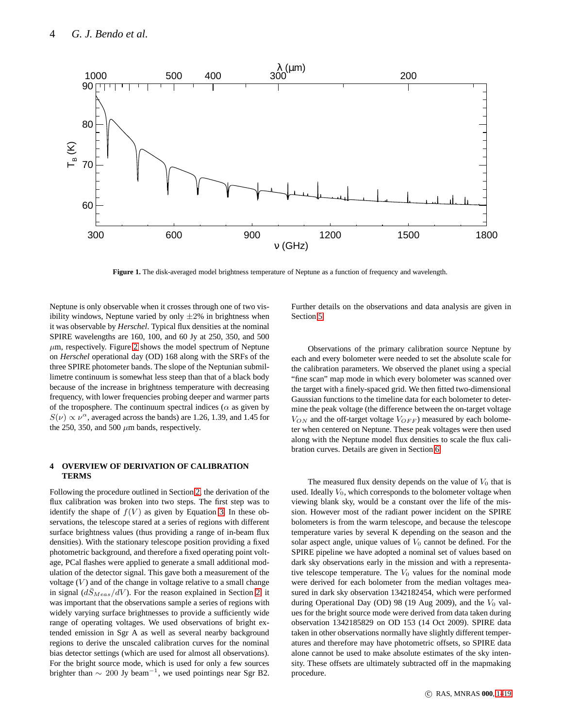Figure 1. The disk-averaged model brightness temperature of Neptune as a function of frequency and wavelength.

Neptune is only observable when it crosses through one of two visibility windows, Neptune varied by only $\pm 2\%$ in brightness when it was observable by *Herschel*. Typical flux densities at the nominal SPIRE wavelengths are 160, 100, and 60 Jy at 250, 350, and 500 $\mu$m, respectively. Figure 2 shows the model spectrum of Neptune on *Herschel* operational day (OD) 168 along with the SRFs of the three SPIRE photometer bands. The slope of the Neptunian submillimetre continuum is somewhat less steep than that of a black body because of the increase in brightness temperature with decreasing frequency, with lower frequencies probing deeper and warmer parts of the troposphere. The continuum spectral indices ($\alpha$ as given by $S(\nu) \propto \nu^{\alpha}$, averaged across the bands) are 1.26, 1.39, and 1.45 for the 250, 350, and 500 $\mu$m bands, respectively.

## 4 OVERVIEW OF DERIVATION OF CALIBRATION TERMS

Following the procedure outlined in Section 2, the derivation of the flux calibration was broken into two steps. The first step was to identify the shape of $f(V)$ as given by Equation 3. In these observations, the telescope stared at a series of regions with different surface brightness values (thus providing a range of in-beam flux densities). With the stationary telescope position providing a fixed photometric background, and therefore a fixed operating point voltage, PCal flashes were applied to generate a small additional modulation of the detector signal. This gave both a measurement of the voltage ($V$) and of the change in voltage relative to a small change in signal ($d\bar{S}_{Meas}/dV$). For the reason explained in Section 2, it was important that the observations sample a series of regions with widely varying surface brightnesses to provide a sufficiently wide range of operating voltages. We used observations of bright extended emission in Sgr A as well as several nearby background regions to derive the unscaled calibration curves for the nominal bias detector settings (which are used for almost all observations). For the bright source mode, which is used for only a few sources brighter than $\sim$ 200 Jy beam$^{-1}$, we used pointings near Sgr B2. Further details on the observations and data analysis are given in Section 5.

Observations of the primary calibration source Neptune by each and every bolometer were needed to set the absolute scale for the calibration parameters. We observed the planet using a special "fine scan" map mode in which every bolometer was scanned over the target with a finely-spaced grid. We then fitted two-dimensional Gaussian functions to the timeline data for each bolometer to determine the peak voltage (the difference between the on-target voltage $V_{ON}$ and the off-target voltage $V_{OFF}$) measured by each bolometer when centered on Neptune. These peak voltages were then used along with the Neptune model flux densities to scale the flux calibration curves. Details are given in Section 6.

The measured flux density depends on the value of $V_0$ that is used. Ideally $V_0$, which corresponds to the bolometer voltage when viewing blank sky, would be a constant over the life of the mission. However most of the radiant power incident on the SPIRE bolometers is from the warm telescope, and because the telescope temperature varies by several K depending on the season and the solar aspect angle, unique values of $V_0$ cannot be defined. For the SPIRE pipeline we have adopted a nominal set of values based on dark sky observations early in the mission and with a representative telescope temperature. The $V_0$ values for the nominal mode were derived for each bolometer from the median voltages measured in dark sky observation 1342182454, which were performed during Operational Day (OD) 98 (19 Aug 2009), and the $V_0$ values for the bright source mode were derived from data taken during observation 1342185829 on OD 153 (14 Oct 2009). SPIRE data taken in other observations normally have slightly different temperatures and therefore may have photometric offsets, so SPIRE data alone cannot be used to make absolute estimates of the sky intensity. These offsets are ultimately subtracted off in the mapmaking procedure.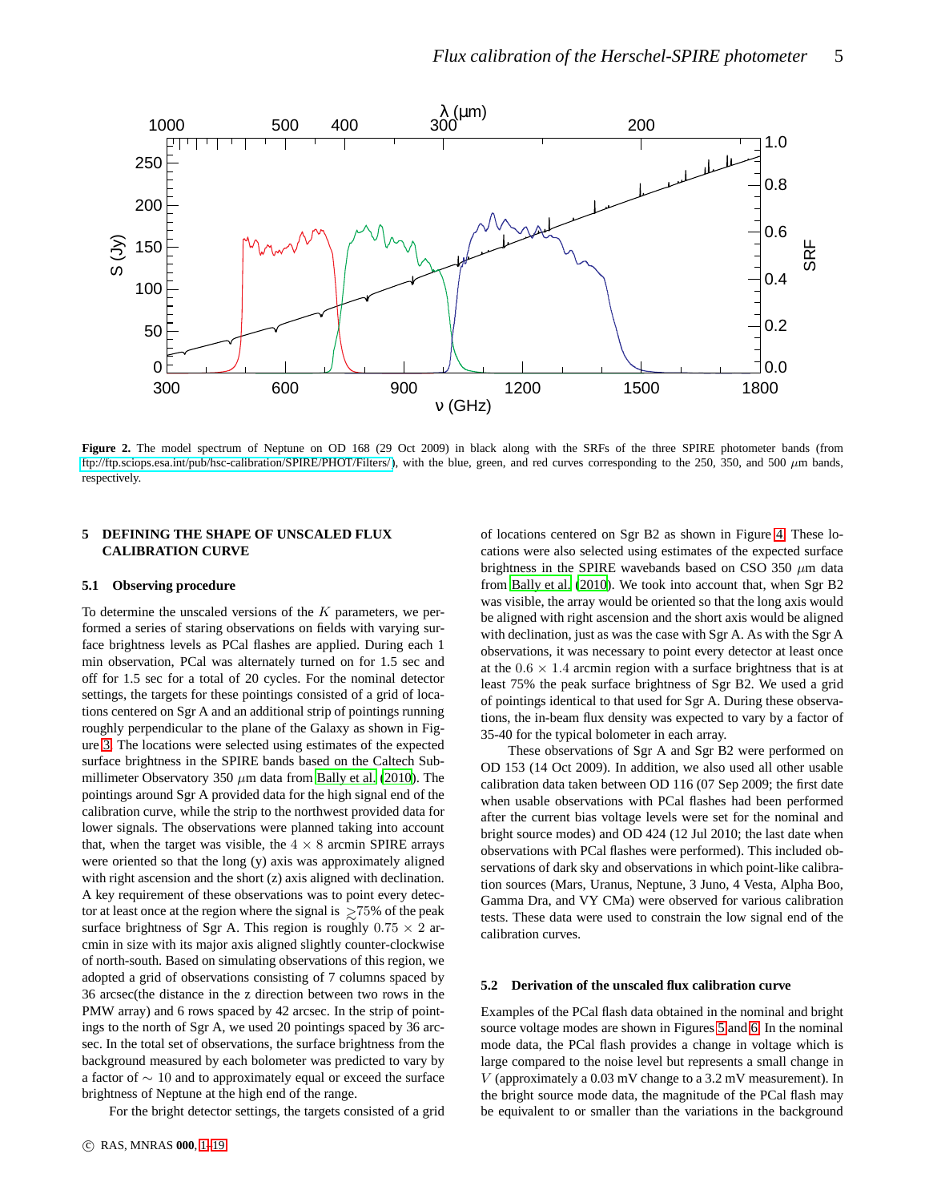Figure 2. The model spectrum of Neptune on OD 168 (29 Oct 2009) in black along with the SRFs of the three SPIRE photometer bands (from ftp://ftp.sciops.esa.int/pub/hsc-calibration/SPIRE/PHOT/Filters/), with the blue, green, and red curves corresponding to the 250, 350, and 500 $\mu$m bands, respectively.

## 5 DEFINING THE SHAPE OF UNSCALED FLUX CALIBRATION CURVE

### 5.1 Observing procedure

To determine the unscaled versions of the $K$ parameters, we performed a series of staring observations on fields with varying surface brightness levels as PCal flashes are applied. During each 1 min observation, PCal was alternately turned on for 1.5 sec and off for 1.5 sec for a total of 20 cycles. For the nominal detector settings, the targets for these pointings consisted of a grid of locations centered on Sgr A and an additional strip of pointings running roughly perpendicular to the plane of the Galaxy as shown in Figure 3. The locations were selected using estimates of the expected surface brightness in the SPIRE bands based on the Caltech Submillimeter Observatory 350 $\mu$m data from Bally et al. (2010). The pointings around Sgr A provided data for the high signal end of the calibration curve, while the strip to the northwest provided data for lower signals. The observations were planned taking into account that, when the target was visible, the $4 \times 8$ arcmin SPIRE arrays were oriented so that the long (y) axis was approximately aligned with right ascension and the short (z) axis aligned with declination. A key requirement of these observations was to point every detector at least once at the region where the signal is $\gtrsim$75% of the peak surface brightness of Sgr A. This region is roughly $0.75 \times 2$ arcmin in size with its major axis aligned slightly counter-clockwise of north-south. Based on simulating observations of this region, we adopted a grid of observations consisting of 7 columns spaced by 36 arcsec(the distance in the z direction between two rows in the PMW array) and 6 rows spaced by 42 arcsec. In the strip of pointings to the north of Sgr A, we used 20 pointings spaced by 36 arcsec. In the total set of observations, the surface brightness from the background measured by each bolometer was predicted to vary by a factor of $\sim 10$ and to approximately equal or exceed the surface brightness of Neptune at the high end of the range.

For the bright detector settings, the targets consisted of a grid of locations centered on Sgr B2 as shown in Figure 4. These locations were also selected using estimates of the expected surface brightness in the SPIRE wavebands based on CSO 350 $\mu$m data from Bally et al. (2010). We took into account that, when Sgr B2 was visible, the array would be oriented so that the long axis would be aligned with right ascension and the short axis would be aligned with declination, just as was the case with Sgr A. As with the Sgr A observations, it was necessary to point every detector at least once at the $0.6 \times 1.4$ arcmin region with a surface brightness that is at least 75% the peak surface brightness of Sgr B2. We used a grid of pointings identical to that used for Sgr A. During these observations, the in-beam flux density was expected to vary by a factor of 35-40 for the typical bolometer in each array.

These observations of Sgr A and Sgr B2 were performed on OD 153 (14 Oct 2009). In addition, we also used all other usable calibration data taken between OD 116 (07 Sep 2009; the first date when usable observations with PCal flashes had been performed after the current bias voltage levels were set for the nominal and bright source modes) and OD 424 (12 Jul 2010; the last date when observations with PCal flashes were performed). This included observations of dark sky and observations in which point-like calibration sources (Mars, Uranus, Neptune, 3 Juno, 4 Vesta, Alpha Boo, Gamma Dra, and VY CMa) were observed for various calibration tests. These data were used to constrain the low signal end of the calibration curves.

### 5.2 Derivation of the unscaled flux calibration curve

Examples of the PCal flash data obtained in the nominal and bright source voltage modes are shown in Figures 5 and 6. In the nominal mode data, the PCal flash provides a change in voltage which is large compared to the noise level but represents a small change in $V$ (approximately a 0.03 mV change to a 3.2 mV measurement). In the bright source mode data, the magnitude of the PCal flash may be equivalent to or smaller than the variations in the background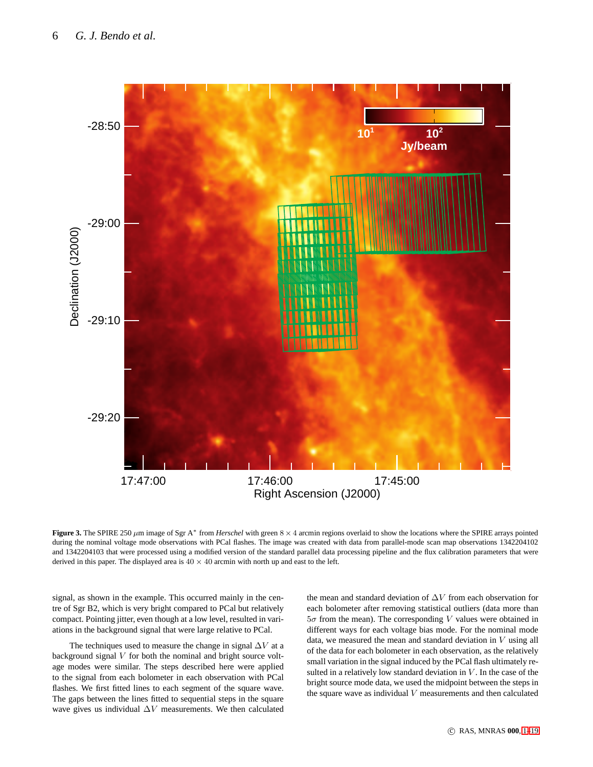**Figure 3.** The SPIRE 250 $\mu$m image of Sgr A$^*$ from *Herschel* with green $8 \times 4$ arcmin regions overlaid to show the locations where the SPIRE arrays pointed during the nominal voltage mode observations with PCal flashes. The image was created with data from parallel-mode scan map observations 1342204102 and 1342204103 that were processed using a modified version of the standard parallel data processing pipeline and the flux calibration parameters that were derived in this paper. The displayed area is $40 \times 40$ arcmin with north up and east to the left.

signal, as shown in the example. This occurred mainly in the centre of Sgr B2, which is very bright compared to PCal but relatively compact. Pointing jitter, even though at a low level, resulted in variations in the background signal that were large relative to PCal.

The techniques used to measure the change in signal $\Delta V$ at a background signal $V$ for both the nominal and bright source voltage modes were similar. The steps described here were applied to the signal from each bolometer in each observation with PCal flashes. We first fitted lines to each segment of the square wave. The gaps between the lines fitted to sequential steps in the square wave gives us individual $\Delta V$ measurements. We then calculated the mean and standard deviation of $\Delta V$ from each observation for each bolometer after removing statistical outliers (data more than $5\sigma$ from the mean). The corresponding $V$ values were obtained in different ways for each voltage bias mode. For the nominal mode data, we measured the mean and standard deviation in $V$ using all of the data for each bolometer in each observation, as the relatively small variation in the signal induced by the PCal flash ultimately resulted in a relatively low standard deviation in $V$. In the case of the bright source mode data, we used the midpoint between the steps in the square wave as individual $V$ measurements and then calculated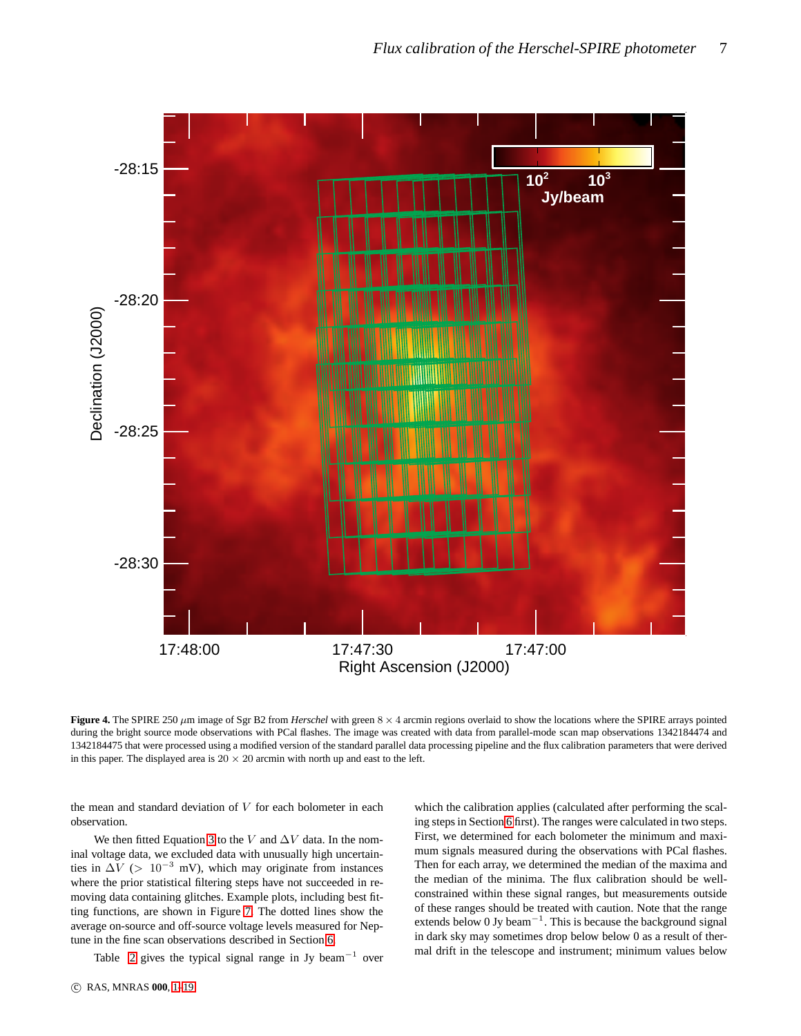**Figure 4.** The SPIRE 250 $\mu$m image of Sgr B2 from *Herschel* with green $8 \times 4$ arcmin regions overlaid to show the locations where the SPIRE arrays pointed during the bright source mode observations with PCal flashes. The image was created with data from parallel-mode scan map observations 1342184474 and 1342184475 that were processed using a modified version of the standard parallel data processing pipeline and the flux calibration parameters that were derived in this paper. The displayed area is $20 \times 20$ arcmin with north up and east to the left.

the mean and standard deviation of $V$ for each bolometer in each observation.

We then fitted Equation 3 to the $V$ and $\Delta V$ data. In the nominal voltage data, we excluded data with unusually high uncertainties in $\Delta V$ ($> 10^{-3}$ mV), which may originate from instances where the prior statistical filtering steps have not succeeded in removing data containing glitches. Example plots, including best fitting functions, are shown in Figure 7. The dotted lines show the average on-source and off-source voltage levels measured for Neptune in the fine scan observations described in Section 6.

Table 2 gives the typical signal range in Jy beam$^{-1}$ over which the calibration applies (calculated after performing the scaling steps in Section 6 first). The ranges were calculated in two steps. First, we determined for each bolometer the minimum and maximum signals measured during the observations with PCal flashes. Then for each array, we determined the median of the maxima and the median of the minima. The flux calibration should be well-constrained within these signal ranges, but measurements outside of these ranges should be treated with caution. Note that the range extends below 0 Jy beam$^{-1}$. This is because the background signal in dark sky may sometimes drop below below 0 as a result of thermal drift in the telescope and instrument; minimum values below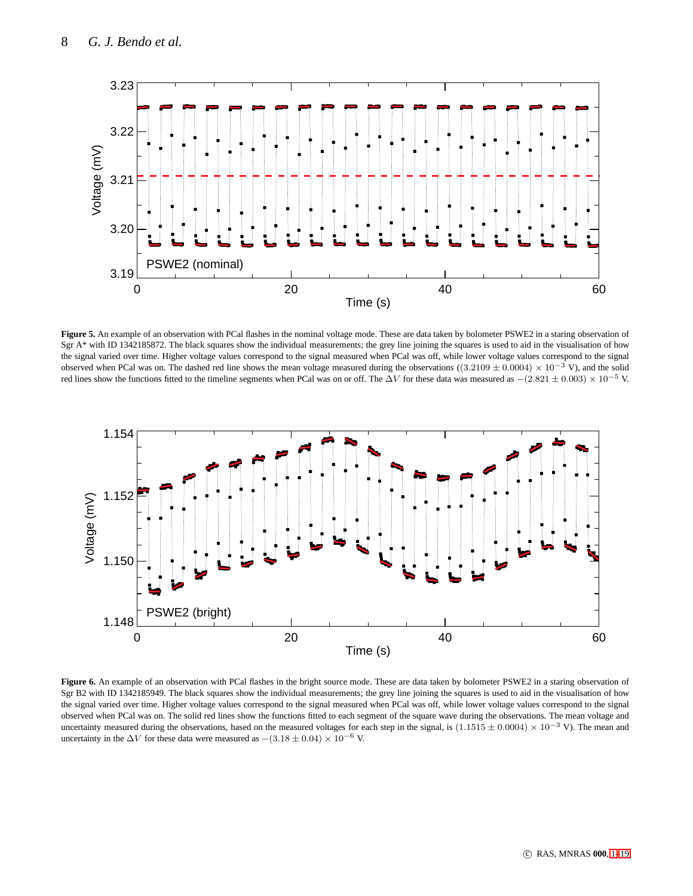**Figure 5.** An example of an observation with PCal flashes in the nominal voltage mode. These are data taken by bolometer PSWE2 in a staring observation of Sgr A* with ID 1342185872. The black squares show the individual measurements; the grey line joining the squares is used to aid in the visualisation of how the signal varied over time. Higher voltage values correspond to the signal measured when PCal was off, while lower voltage values correspond to the signal observed when PCal was on. The dashed red line shows the mean voltage measured during the observations ($(3.2109 \pm 0.0004) \times 10^{-3}$ V), and the solid red lines show the functions fitted to the timeline segments when PCal was on or off. The $\Delta V$ for these data was measured as $-(2.821 \pm 0.003) \times 10^{-5}$ V.

**Figure 6.** An example of an observation with PCal flashes in the bright source mode. These are data taken by bolometer PSWE2 in a staring observation of Sgr B2 with ID 1342185949. The black squares show the individual measurements; the grey line joining the squares is used to aid in the visualisation of how the signal varied over time. Higher voltage values correspond to the signal measured when PCal was off, while lower voltage values correspond to the signal observed when PCal was on. The solid red lines show the functions fitted to each segment of the square wave during the observations. The mean voltage and uncertainty measured during the observations, based on the measured voltages for each step in the signal, is $(1.1515 \pm 0.0004) \times 10^{-3}$ V). The mean and uncertainty in the $\Delta V$ for these data were measured as $-(3.18 \pm 0.04) \times 10^{-6}$ V.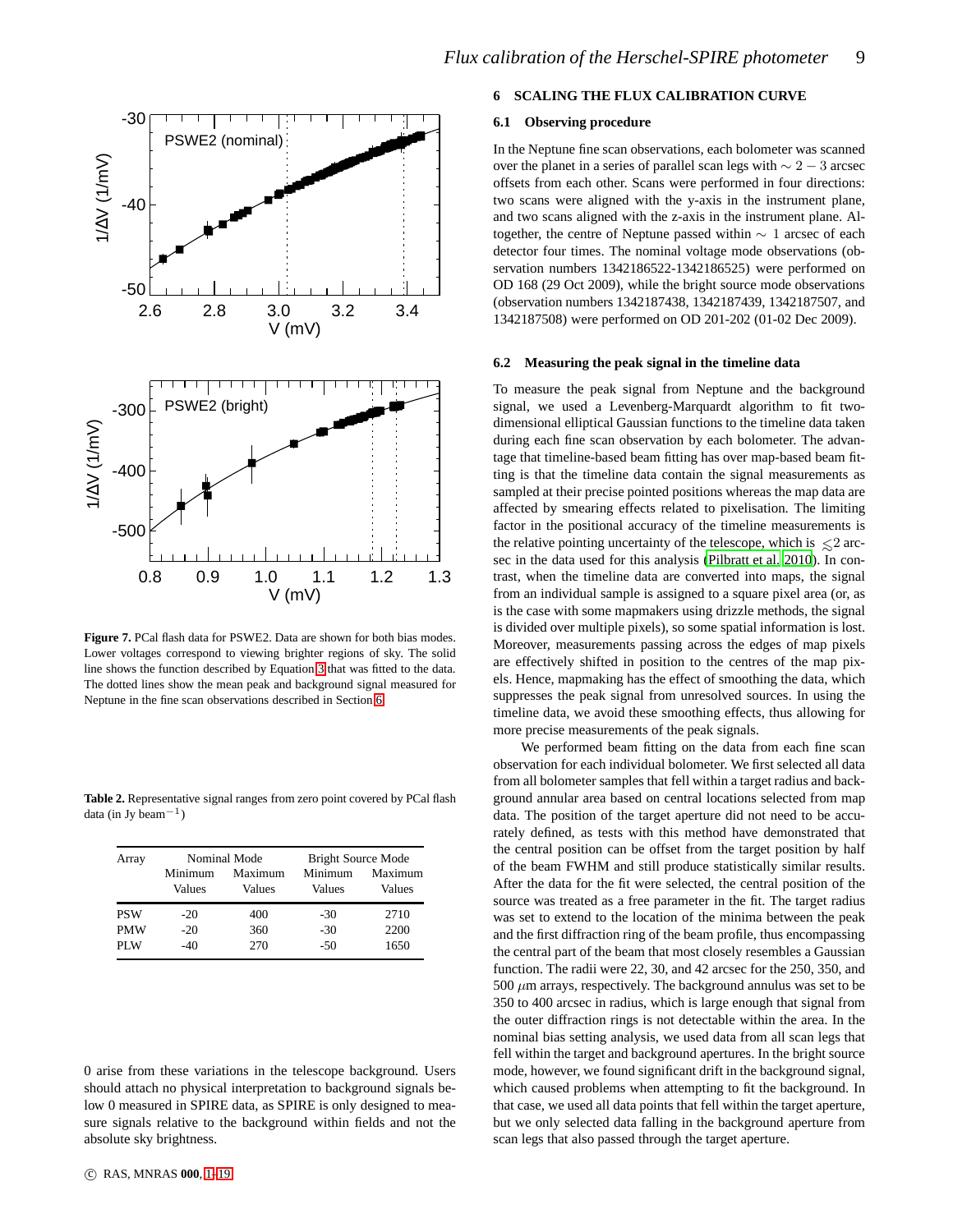PSWE2 (nominal)

-30
-40
-50
2.6 2.8 3.0 3.2 3.4
V (mV)
1/ΔV (1/mV)

PSWE2 (bright)

-300
-400
-500
0.8 0.9 1.0 1.1 1.2 1.3
V (mV)
1/ΔV (1/mV)

**Figure 7.** PCal flash data for PSWE2. Data are shown for both bias modes. Lower voltages correspond to viewing brighter regions of sky. The solid line shows the function described by Equation 3 that was fitted to the data. The dotted lines show the mean peak and background signal measured for Neptune in the fine scan observations described in Section 6.

**Table 2.** Representative signal ranges from zero point covered by PCal flash data (in Jy beam$^{-1}$)

| Array | Nominal Mode | | Bright Source Mode | |
|---|---|---|---|---|
| | Minimum Values | Maximum Values | Minimum Values | Maximum Values |
| PSW | -20 | 400 | -30 | 2710 |
| PMW | -20 | 360 | -30 | 2200 |
| PLW | -40 | 270 | -50 | 1650 |

0 arise from these variations in the telescope background. Users should attach no physical interpretation to background signals below 0 measured in SPIRE data, as SPIRE is only designed to measure signals relative to the background within fields and not the absolute sky brightness.

## 6 SCALING THE FLUX CALIBRATION CURVE

### 6.1 Observing procedure

In the Neptune fine scan observations, each bolometer was scanned over the planet in a series of parallel scan legs with $\sim 2-3$ arcsec offsets from each other. Scans were performed in four directions: two scans were aligned with the y-axis in the instrument plane, and two scans aligned with the z-axis in the instrument plane. Altogether, the centre of Neptune passed within $\sim$ 1 arcsec of each detector four times. The nominal voltage mode observations (observation numbers 1342186522-1342186525) were performed on OD 168 (29 Oct 2009), while the bright source mode observations (observation numbers 1342187438, 1342187439, 1342187507, and 1342187508) were performed on OD 201-202 (01-02 Dec 2009).

### 6.2 Measuring the peak signal in the timeline data

To measure the peak signal from Neptune and the background signal, we used a Levenberg-Marquardt algorithm to fit two-dimensional elliptical Gaussian functions to the timeline data taken during each fine scan observation by each bolometer. The advantage that timeline-based beam fitting has over map-based beam fitting is that the timeline data contain the signal measurements as sampled at their precise pointed positions whereas the map data are affected by smearing effects related to pixelisation. The limiting factor in the positional accuracy of the timeline measurements is the relative pointing uncertainty of the telescope, which is $\lesssim 2$ arcsec in the data used for this analysis (Pilbratt et al. 2010). In contrast, when the timeline data are converted into maps, the signal from an individual sample is assigned to a square pixel area (or, as is the case with some mapmakers using drizzle methods, the signal is divided over multiple pixels), so some spatial information is lost. Moreover, measurements passing across the edges of map pixels are effectively shifted in position to the centres of the map pixels. Hence, mapmaking has the effect of smoothing the data, which suppresses the peak signal from unresolved sources. In using the timeline data, we avoid these smoothing effects, thus allowing for more precise measurements of the peak signals.

We performed beam fitting on the data from each fine scan observation for each individual bolometer. We first selected all data from all bolometer samples that fell within a target radius and background annular area based on central locations selected from map data. The position of the target aperture did not need to be accurately defined, as tests with this method have demonstrated that the central position can be offset from the target position by half of the beam FWHM and still produce statistically similar results. After the data for the fit were selected, the central position of the source was treated as a free parameter in the fit. The target radius was set to extend to the location of the minima between the peak and the first diffraction ring of the beam profile, thus encompassing the central part of the beam that most closely resembles a Gaussian function. The radii were 22, 30, and 42 arcsec for the 250, 350, and 500 $\mu$m arrays, respectively. The background annulus was set to be 350 to 400 arcsec in radius, which is large enough that signal from the outer diffraction rings is not detectable within the area. In the nominal bias setting analysis, we used data from all scan legs that fell within the target and background apertures. In the bright source mode, however, we found significant drift in the background signal, which caused problems when attempting to fit the background. In that case, we used all data points that fell within the target aperture, but we only selected data falling in the background aperture from scan legs that also passed through the target aperture.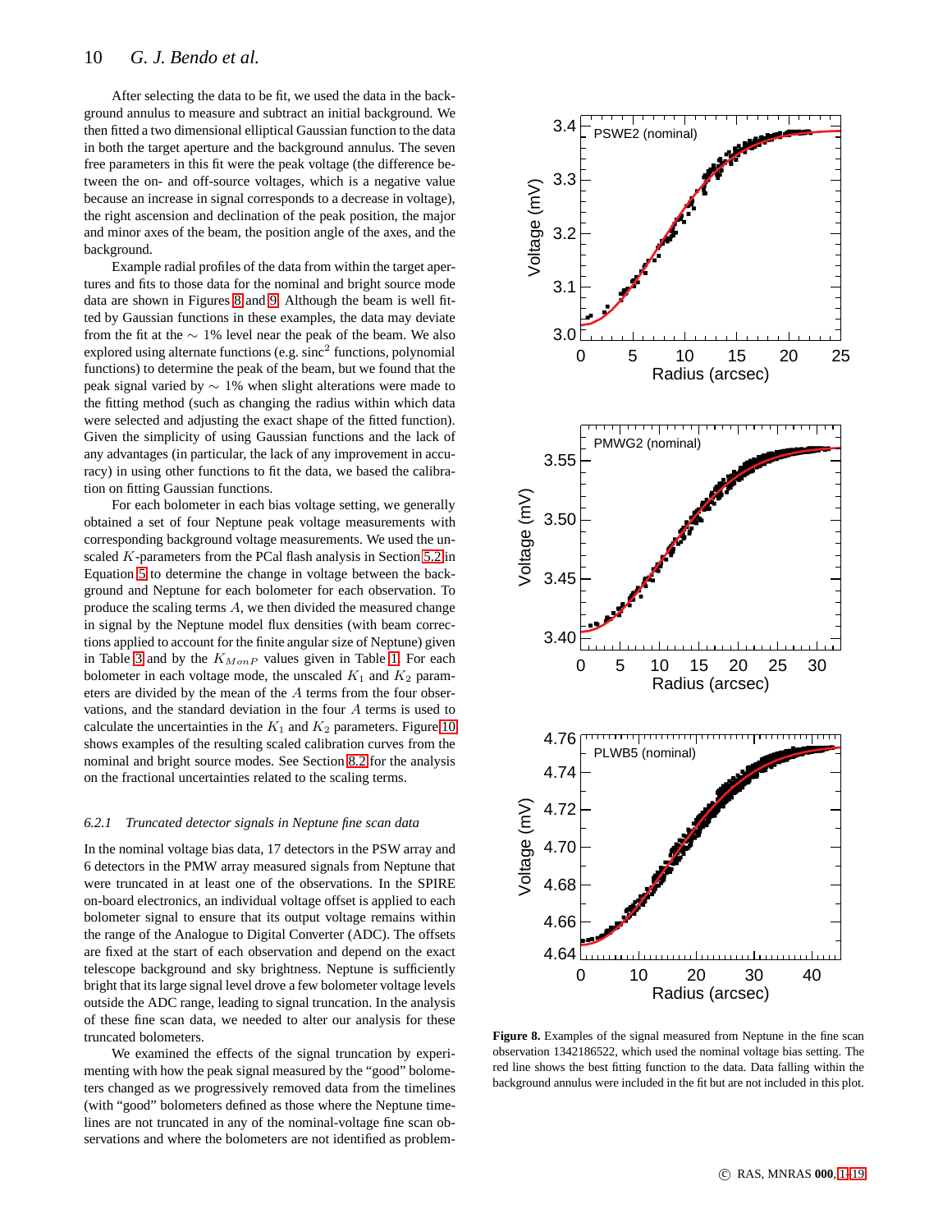After selecting the data to be fit, we used the data in the background annulus to measure and subtract an initial background. We then fitted a two dimensional elliptical Gaussian function to the data in both the target aperture and the background annulus. The seven free parameters in this fit were the peak voltage (the difference between the on- and off-source voltages, which is a negative value because an increase in signal corresponds to a decrease in voltage), the right ascension and declination of the peak position, the major and minor axes of the beam, the position angle of the axes, and the background.

Example radial profiles of the data from within the target apertures and fits to those data for the nominal and bright source mode data are shown in Figures 8 and 9. Although the beam is well fitted by Gaussian functions in these examples, the data may deviate from the fit at the $\sim$ 1% level near the peak of the beam. We also explored using alternate functions (e.g. sinc$^2$ functions, polynomial functions) to determine the peak of the beam, but we found that the peak signal varied by $\sim$ 1% when slight alterations were made to the fitting method (such as changing the radius within which data were selected and adjusting the exact shape of the fitted function). Given the simplicity of using Gaussian functions and the lack of any advantages (in particular, the lack of any improvement in accuracy) in using other functions to fit the data, we based the calibration on fitting Gaussian functions.

For each bolometer in each bias voltage setting, we generally obtained a set of four Neptune peak voltage measurements with corresponding background voltage measurements. We used the unscaled $K$-parameters from the PCal flash analysis in Section 5.2 in Equation 5 to determine the change in voltage between the background and Neptune for each bolometer for each observation. To produce the scaling terms $A$, we then divided the measured change in signal by the Neptune model flux densities (with beam corrections applied to account for the finite angular size of Neptune) given in Table 3 and by the $K_{MonP}$ values given in Table 1. For each bolometer in each voltage mode, the unscaled $K_1$ and $K_2$ parameters are divided by the mean of the $A$ terms from the four observations, and the standard deviation in the four $A$ terms is used to calculate the uncertainties in the $K_1$ and $K_2$ parameters. Figure 10 shows examples of the resulting scaled calibration curves from the nominal and bright source modes. See Section 8.2 for the analysis on the fractional uncertainties related to the scaling terms.

#### 6.2.1 *Truncated detector signals in Neptune fine scan data*

In the nominal voltage bias data, 17 detectors in the PSW array and 6 detectors in the PMW array measured signals from Neptune that were truncated in at least one of the observations. In the SPIRE on-board electronics, an individual voltage offset is applied to each bolometer signal to ensure that its output voltage remains within the range of the Analogue to Digital Converter (ADC). The offsets are fixed at the start of each observation and depend on the exact telescope background and sky brightness. Neptune is sufficiently bright that its large signal level drove a few bolometer voltage levels outside the ADC range, leading to signal truncation. In the analysis of these fine scan data, we needed to alter our analysis for these truncated bolometers.

We examined the effects of the signal truncation by experimenting with how the peak signal measured by the "good" bolometers changed as we progressively removed data from the timelines (with "good" bolometers defined as those where the Neptune timelines are not truncated in any of the nominal-voltage fine scan observations and where the bolometers are not identified as problem-

PSWE2 (nominal)
Voltage (mV)
3.0
3.1
3.2
3.3
3.4
Radius (arcsec)
0
5
10
15
20
25

PMWG2 (nominal)
Voltage (mV)
3.40
3.45
3.50
3.55
Radius (arcsec)
0
5
10
15
20
25
30

PLWB5 (nominal)
Voltage (mV)
4.64
4.66
4.68
4.70
4.72
4.74
4.76
Radius (arcsec)
0
10
20
30
40

**Figure 8.** Examples of the signal measured from Neptune in the fine scan observation 1342186522, which used the nominal voltage bias setting. The red line shows the best fitting function to the data. Data falling within the background annulus were included in the fit but are not included in this plot.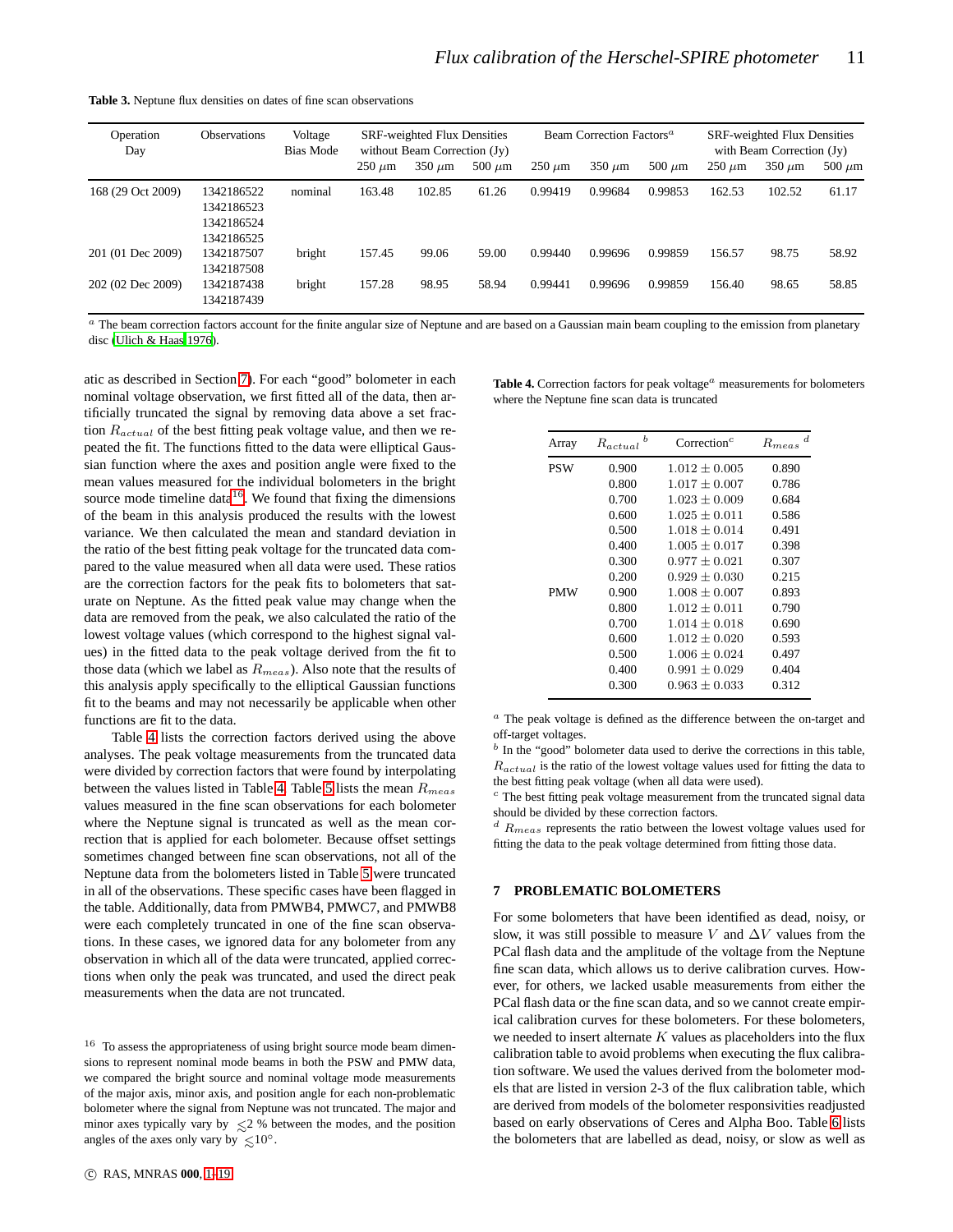**Table 3.** Neptune flux densities on dates of fine scan observations

| Operation Day | Observations | Voltage Bias Mode | SRF-weighted Flux Densities without Beam Correction (Jy) | | | Beam Correction Factors[a] | | | SRF-weighted Flux Densities with Beam Correction (Jy) | | |
|---|---|---|---|---|---|---|---|---|---|---|---|
| | | | 250 $\mu$m | 350 $\mu$m | 500 $\mu$m | 250 $\mu$m | 350 $\mu$m | 500 $\mu$m | 250 $\mu$m | 350 $\mu$m | 500 $\mu$m |
| 168 (29 Oct 2009) | 1342186522 1342186523 1342186524 1342186525 | nominal | 163.48 | 102.85 | 61.26 | 0.99419 | 0.99684 | 0.99853 | 162.53 | 102.52 | 61.17 |
| 201 (01 Dec 2009) | 1342187507 1342187508 | bright | 157.45 | 99.06 | 59.00 | 0.99440 | 0.99696 | 0.99859 | 156.57 | 98.75 | 58.92 |
| 202 (02 Dec 2009) | 1342187438 1342187439 | bright | 157.28 | 98.95 | 58.94 | 0.99441 | 0.99696 | 0.99859 | 156.40 | 98.65 | 58.85 |

[a] The beam correction factors account for the finite angular size of Neptune and are based on a Gaussian main beam coupling to the emission from planetary disc (Ulich & Haas 1976).

atic as described in Section 7). For each "good" bolometer in each nominal voltage observation, we first fitted all of the data, then artificially truncated the signal by removing data above a set fraction $R_{actual}$ of the best fitting peak voltage value, and then we repeated the fit. The functions fitted to the data were elliptical Gaussian function where the axes and position angle were fixed to the mean values measured for the individual bolometers in the bright source mode timeline data[16]. We found that fixing the dimensions of the beam in this analysis produced the results with the lowest variance. We then calculated the mean and standard deviation in the ratio of the best fitting peak voltage for the truncated data compared to the value measured when all data were used. These ratios are the correction factors for the peak fits to bolometers that saturate on Neptune. As the fitted peak value may change when the data are removed from the peak, we also calculated the ratio of the lowest voltage values (which correspond to the highest signal values) in the fitted data to the peak voltage derived from the fit to those data (which we label as $R_{meas}$). Also note that the results of this analysis apply specifically to the elliptical Gaussian functions fit to the beams and may not necessarily be applicable when other functions are fit to the data.

Table 4 lists the correction factors derived using the above analyses. The peak voltage measurements from the truncated data were divided by correction factors that were found by interpolating between the values listed in Table 4. Table 5 lists the mean $R_{meas}$ values measured in the fine scan observations for each bolometer where the Neptune signal is truncated as well as the mean correction that is applied for each bolometer. Because offset settings sometimes changed between fine scan observations, not all of the Neptune data from the bolometers listed in Table 5 were truncated in all of the observations. These specific cases have been flagged in the table. Additionally, data from PMWB4, PMWC7, and PMWB8 were each completely truncated in one of the fine scan observations. In these cases, we ignored data for any bolometer from any observation in which all of the data were truncated, applied corrections when only the peak was truncated, and used the direct peak measurements when the data are not truncated.

[16] To assess the appropriateness of using bright source mode beam dimensions to represent nominal mode beams in both the PSW and PMW data, we compared the bright source and nominal voltage mode measurements of the major axis, minor axis, and position angle for each non-problematic bolometer where the signal from Neptune was not truncated. The major and minor axes typically vary by $\lesssim$2 % between the modes, and the position angles of the axes only vary by $\lesssim 10°$.

**Table 4.** Correction factors for peak voltage[a] measurements for bolometers where the Neptune fine scan data is truncated

| Array | $R_{actual}$ [b] | Correction[c] | $R_{meas}$ [d] |
|---|---|---|---|
| PSW | 0.900 | $1.012 \pm 0.005$ | 0.890 |
| | 0.800 | $1.017 \pm 0.007$ | 0.786 |
| | 0.700 | $1.023 \pm 0.009$ | 0.684 |
| | 0.600 | $1.025 \pm 0.011$ | 0.586 |
| | 0.500 | $1.018 \pm 0.014$ | 0.491 |
| | 0.400 | $1.005 \pm 0.017$ | 0.398 |
| | 0.300 | $0.977 \pm 0.021$ | 0.307 |
| | 0.200 | $0.929 \pm 0.030$ | 0.215 |
| PMW | 0.900 | $1.008 \pm 0.007$ | 0.893 |
| | 0.800 | $1.012 \pm 0.011$ | 0.790 |
| | 0.700 | $1.014 \pm 0.018$ | 0.690 |
| | 0.600 | $1.012 \pm 0.020$ | 0.593 |
| | 0.500 | $1.006 \pm 0.024$ | 0.497 |
| | 0.400 | $0.991 \pm 0.029$ | 0.404 |
| | 0.300 | $0.963 \pm 0.033$ | 0.312 |

[a] The peak voltage is defined as the difference between the on-target and off-target voltages.
[b] In the "good" bolometer data used to derive the corrections in this table, $R_{actual}$ is the ratio of the lowest voltage values used for fitting the data to the best fitting peak voltage (when all data were used).
[c] The best fitting peak voltage measurement from the truncated signal data should be divided by these correction factors.
[d] $R_{meas}$ represents the ratio between the lowest voltage values used for fitting the data to the peak voltage determined from fitting those data.

## 7 PROBLEMATIC BOLOMETERS

For some bolometers that have been identified as dead, noisy, or slow, it was still possible to measure $V$ and $\Delta V$ values from the PCal flash data and the amplitude of the voltage from the Neptune fine scan data, which allows us to derive calibration curves. However, for others, we lacked usable measurements from either the PCal flash data or the fine scan data, and so we cannot create empirical calibration curves for these bolometers. For these bolometers, we needed to insert alternate $K$ values as placeholders into the flux calibration table to avoid problems when executing the flux calibration software. We used the values derived from the bolometer models that are listed in version 2-3 of the flux calibration table, which are derived from models of the bolometer responsivities readjusted based on early observations of Ceres and Alpha Boo. Table 6 lists the bolometers that are labelled as dead, noisy, or slow as well as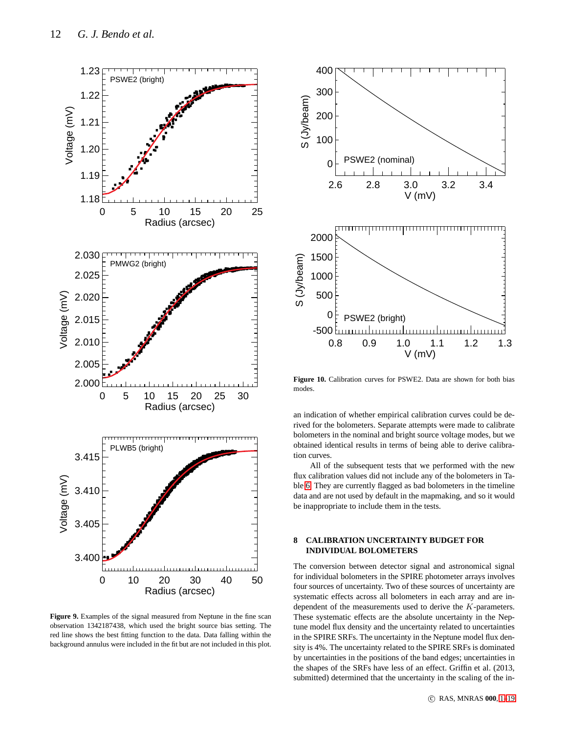Figure 9. Examples of the signal measured from Neptune in the fine scan observation 1342187438, which used the bright source bias setting. The red line shows the best fitting function to the data. Data falling within the background annulus were included in the fit but are not included in this plot.

Figure 10. Calibration curves for PSWE2. Data are shown for both bias modes.

an indication of whether empirical calibration curves could be derived for the bolometers. Separate attempts were made to calibrate bolometers in the nominal and bright source voltage modes, but we obtained identical results in terms of being able to derive calibration curves.

All of the subsequent tests that we performed with the new flux calibration values did not include any of the bolometers in Table 6. They are currently flagged as bad bolometers in the timeline data and are not used by default in the mapmaking, and so it would be inappropriate to include them in the tests.

## 8 CALIBRATION UNCERTAINTY BUDGET FOR INDIVIDUAL BOLOMETERS

The conversion between detector signal and astronomical signal for individual bolometers in the SPIRE photometer arrays involves four sources of uncertainty. Two of these sources of uncertainty are systematic effects across all bolometers in each array and are independent of the measurements used to derive the $K$-parameters. These systematic effects are the absolute uncertainty in the Neptune model flux density and the uncertainty related to uncertainties in the SPIRE SRFs. The uncertainty in the Neptune model flux density is 4%. The uncertainty related to the SPIRE SRFs is dominated by uncertainties in the positions of the band edges; uncertainties in the shapes of the SRFs have less of an effect. Griffin et al. (2013, submitted) determined that the uncertainty in the scaling of the in-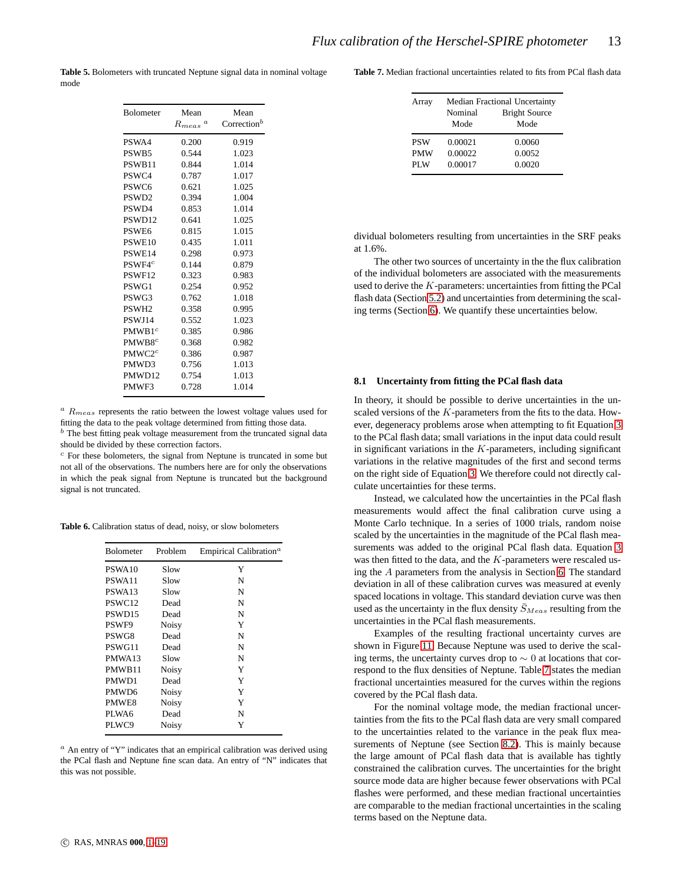**Table 5.** Bolometers with truncated Neptune signal data in nominal voltage mode

| Bolometer | Mean $R_{meas}$ [a] | Mean Correction[b] |
|---|---|---|
| PSWA4 | 0.200 | 0.919 |
| PSWB5 | 0.544 | 1.023 |
| PSWB11 | 0.844 | 1.014 |
| PSWC4 | 0.787 | 1.017 |
| PSWC6 | 0.621 | 1.025 |
| PSWD2 | 0.394 | 1.004 |
| PSWD4 | 0.853 | 1.014 |
| PSWD12 | 0.641 | 1.025 |
| PSWE6 | 0.815 | 1.015 |
| PSWE10 | 0.435 | 1.011 |
| PSWE14 | 0.298 | 0.973 |
| PSWF4[c] | 0.144 | 0.879 |
| PSWF12 | 0.323 | 0.983 |
| PSWG1 | 0.254 | 0.952 |
| PSWG3 | 0.762 | 1.018 |
| PSWH2 | 0.358 | 0.995 |
| PSWJ14 | 0.552 | 1.023 |
| PMWB1[c] | 0.385 | 0.986 |
| PMWB8[c] | 0.368 | 0.982 |
| PMWC2[c] | 0.386 | 0.987 |
| PMWD3 | 0.756 | 1.013 |
| PMWD12 | 0.754 | 1.013 |
| PMWF3 | 0.728 | 1.014 |

[a] $R_{meas}$ represents the ratio between the lowest voltage values used for fitting the data to the peak voltage determined from fitting those data.
[b] The best fitting peak voltage measurement from the truncated signal data should be divided by these correction factors.
[c] For these bolometers, the signal from Neptune is truncated in some but not all of the observations. The numbers here are for only the observations in which the peak signal from Neptune is truncated but the background signal is not truncated.

**Table 6.** Calibration status of dead, noisy, or slow bolometers

| Bolometer | Problem | Empirical Calibration[a] |
|---|---|---|
| PSWA10 | Slow | Y |
| PSWA11 | Slow | N |
| PSWA13 | Slow | N |
| PSWC12 | Dead | N |
| PSWD15 | Dead | N |
| PSWF9 | Noisy | Y |
| PSWG8 | Dead | N |
| PSWG11 | Dead | N |
| PMWA13 | Slow | N |
| PMWB11 | Noisy | Y |
| PMWD1 | Dead | Y |
| PMWD6 | Noisy | Y |
| PMWE8 | Noisy | Y |
| PLWA6 | Dead | N |
| PLWC9 | Noisy | Y |

[a] An entry of "Y" indicates that an empirical calibration was derived using the PCal flash and Neptune fine scan data. An entry of "N" indicates that this was not possible.

**Table 7.** Median fractional uncertainties related to fits from PCal flash data

| Array | Median Fractional Uncertainty | |
|---|---|---|
| | Nominal Mode | Bright Source Mode |
| PSW | 0.00021 | 0.0060 |
| PMW | 0.00022 | 0.0052 |
| PLW | 0.00017 | 0.0020 |

dividual bolometers resulting from uncertainties in the SRF peaks at 1.6%.

The other two sources of uncertainty in the the flux calibration of the individual bolometers are associated with the measurements used to derive the $K$-parameters: uncertainties from fitting the PCal flash data (Section 5.2) and uncertainties from determining the scaling terms (Section 6). We quantify these uncertainties below.

### 8.1 Uncertainty from fitting the PCal flash data

In theory, it should be possible to derive uncertainties in the unscaled versions of the $K$-parameters from the fits to the data. However, degeneracy problems arose when attempting to fit Equation 3 to the PCal flash data; small variations in the input data could result in significant variations in the $K$-parameters, including significant variations in the relative magnitudes of the first and second terms on the right side of Equation 3. We therefore could not directly calculate uncertainties for these terms.

Instead, we calculated how the uncertainties in the PCal flash measurements would affect the final calibration curve using a Monte Carlo technique. In a series of 1000 trials, random noise scaled by the uncertainties in the magnitude of the PCal flash measurements was added to the original PCal flash data. Equation 3 was then fitted to the data, and the $K$-parameters were rescaled using the $A$ parameters from the analysis in Section 6. The standard deviation in all of these calibration curves was measured at evenly spaced locations in voltage. This standard deviation curve was then used as the uncertainty in the flux density $\bar{S}_{Meas}$ resulting from the uncertainties in the PCal flash measurements.

Examples of the resulting fractional uncertainty curves are shown in Figure 11. Because Neptune was used to derive the scaling terms, the uncertainty curves drop to $\sim 0$ at locations that correspond to the flux densities of Neptune. Table 7 states the median fractional uncertainties measured for the curves within the regions covered by the PCal flash data.

For the nominal voltage mode, the median fractional uncertainties from the fits to the PCal flash data are very small compared to the uncertainties related to the variance in the peak flux measurements of Neptune (see Section 8.2). This is mainly because the large amount of PCal flash data that is available has tightly constrained the calibration curves. The uncertainties for the bright source mode data are higher because fewer observations with PCal flashes were performed, and these median fractional uncertainties are comparable to the median fractional uncertainties in the scaling terms based on the Neptune data.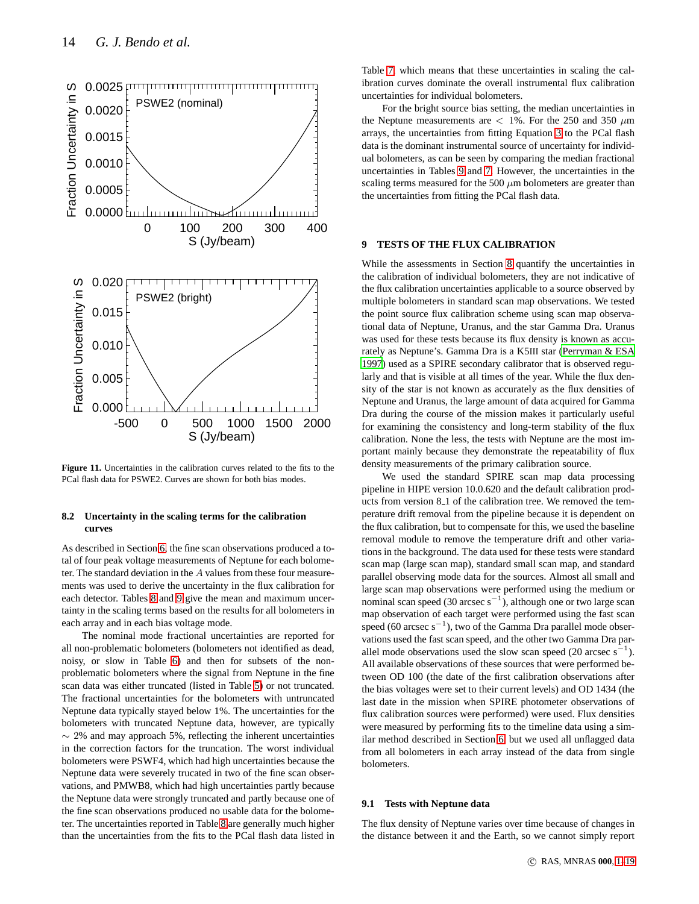Figure 11. Uncertainties in the calibration curves related to the fits to the PCal flash data for PSWE2. Curves are shown for both bias modes.

### 8.2 Uncertainty in the scaling terms for the calibration curves

As described in Section 6, the fine scan observations produced a total of four peak voltage measurements of Neptune for each bolometer. The standard deviation in the $A$ values from these four measurements was used to derive the uncertainty in the flux calibration for each detector. Tables 8 and 9 give the mean and maximum uncertainty in the scaling terms based on the results for all bolometers in each array and in each bias voltage mode.

The nominal mode fractional uncertainties are reported for all non-problematic bolometers (bolometers not identified as dead, noisy, or slow in Table 6) and then for subsets of the non-problematic bolometers where the signal from Neptune in the fine scan data was either truncated (listed in Table 5) or not truncated. The fractional uncertainties for the bolometers with untruncated Neptune data typically stayed below 1%. The uncertainties for the bolometers with truncated Neptune data, however, are typically $\sim$ 2% and may approach 5%, reflecting the inherent uncertainties in the correction factors for the truncation. The worst individual bolometers were PSWF4, which had high uncertainties because the Neptune data were severely trucated in two of the fine scan observations, and PMWB8, which had high uncertainties partly because the Neptune data were strongly truncated and partly because one of the fine scan observations produced no usable data for the bolometer. The uncertainties reported in Table 8 are generally much higher than the uncertainties from the fits to the PCal flash data listed in Table 7, which means that these uncertainties in scaling the calibration curves dominate the overall instrumental flux calibration uncertainties for individual bolometers.

For the bright source bias setting, the median uncertainties in the Neptune measurements are $<$ 1%. For the 250 and 350 $\mu$m arrays, the uncertainties from fitting Equation 3 to the PCal flash data is the dominant instrumental source of uncertainty for individual bolometers, as can be seen by comparing the median fractional uncertainties in Tables 9 and 7. However, the uncertainties in the scaling terms measured for the 500 $\mu$m bolometers are greater than the uncertainties from fitting the PCal flash data.

## 9 TESTS OF THE FLUX CALIBRATION

While the assessments in Section 8 quantify the uncertainties in the calibration of individual bolometers, they are not indicative of the flux calibration uncertainties applicable to a source observed by multiple bolometers in standard scan map observations. We tested the point source flux calibration scheme using scan map observational data of Neptune, Uranus, and the star Gamma Dra. Uranus was used for these tests because its flux density is known as accurately as Neptune's. Gamma Dra is a K5III star (Perryman & ESA 1997) used as a SPIRE secondary calibrator that is observed regularly and that is visible at all times of the year. While the flux density of the star is not known as accurately as the flux densities of Neptune and Uranus, the large amount of data acquired for Gamma Dra during the course of the mission makes it particularly useful for examining the consistency and long-term stability of the flux calibration. None the less, the tests with Neptune are the most important mainly because they demonstrate the repeatability of flux density measurements of the primary calibration source.

We used the standard SPIRE scan map data processing pipeline in HIPE version 10.0.620 and the default calibration products from version 8_1 of the calibration tree. We removed the temperature drift removal from the pipeline because it is dependent on the flux calibration, but to compensate for this, we used the baseline removal module to remove the temperature drift and other variations in the background. The data used for these tests were standard scan map (large scan map), standard small scan map, and standard parallel observing mode data for the sources. Almost all small and large scan map observations were performed using the medium or nominal scan speed (30 arcsec s$^{-1}$), although one or two large scan map observation of each target were performed using the fast scan speed (60 arcsec s$^{-1}$), two of the Gamma Dra parallel mode observations used the fast scan speed, and the other two Gamma Dra parallel mode observations used the slow scan speed (20 arcsec s$^{-1}$). All available observations of these sources that were performed between OD 100 (the date of the first calibration observations after the bias voltages were set to their current levels) and OD 1434 (the last date in the mission when SPIRE photometer observations of flux calibration sources were performed) were used. Flux densities were measured by performing fits to the timeline data using a similar method described in Section 6, but we used all unflagged data from all bolometers in each array instead of the data from single bolometers.

### 9.1 Tests with Neptune data

The flux density of Neptune varies over time because of changes in the distance between it and the Earth, so we cannot simply report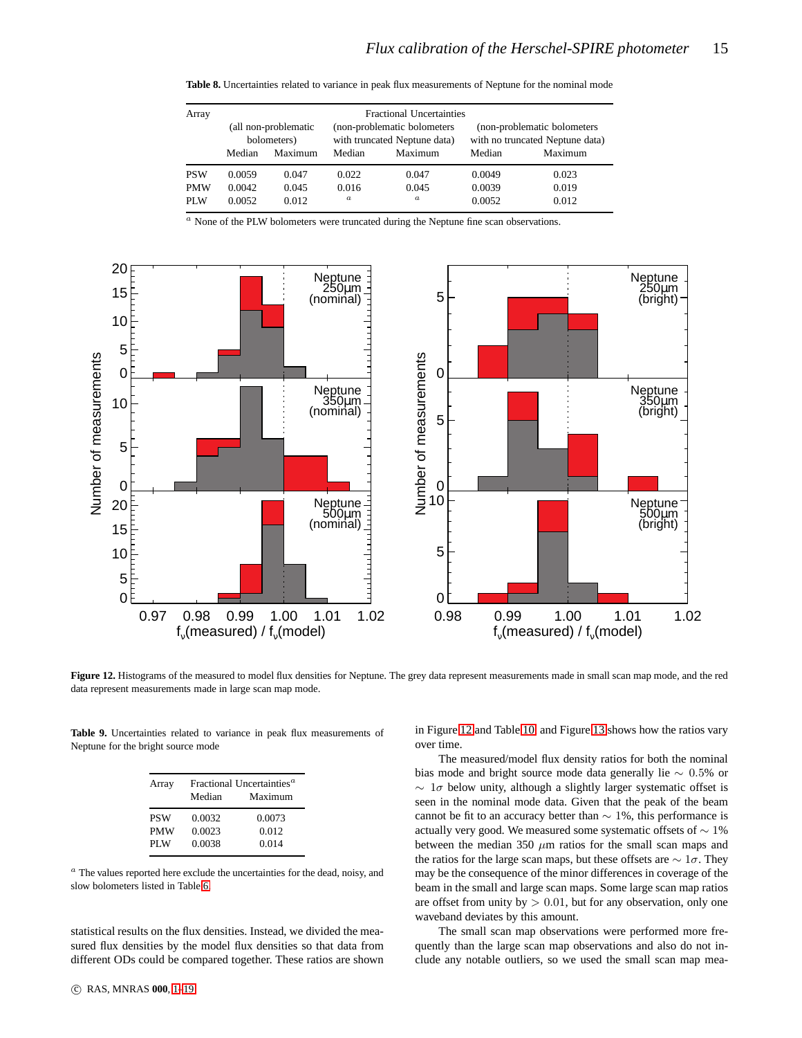**Table 8.** Uncertainties related to variance in peak flux measurements of Neptune for the nominal mode

| Array | Fractional Uncertainties (all non-problematic bolometers) | | (non-problematic bolometers with truncated Neptune data) | | (non-problematic bolometers with no truncated Neptune data) | |
|---|---|---|---|---|---|---|
| | Median | Maximum | Median | Maximum | Median | Maximum |
| PSW | 0.0059 | 0.047 | 0.022 | 0.047 | 0.0049 | 0.023 |
| PMW | 0.0042 | 0.045 | 0.016 | 0.045 | 0.0039 | 0.019 |
| PLW | 0.0052 | 0.012 | [a] | [a] | 0.0052 | 0.012 |

[a] None of the PLW bolometers were truncated during the Neptune fine scan observations.

**Figure 12.** Histograms of the measured to model flux densities for Neptune. The grey data represent measurements made in small scan map mode, and the red data represent measurements made in large scan map mode.

**Table 9.** Uncertainties related to variance in peak flux measurements of Neptune for the bright source mode

| Array | Fractional Uncertainties[a] | |
|---|---|---|
| | Median | Maximum |
| PSW | 0.0032 | 0.0073 |
| PMW | 0.0023 | 0.012 |
| PLW | 0.0038 | 0.014 |

[a] The values reported here exclude the uncertainties for the dead, noisy, and slow bolometers listed in Table 6.

statistical results on the flux densities. Instead, we divided the measured flux densities by the model flux densities so that data from different ODs could be compared together. These ratios are shown in Figure 12 and Table 10, and Figure 13 shows how the ratios vary over time.

The measured/model flux density ratios for both the nominal bias mode and bright source mode data generally lie $\sim 0.5\%$ or $\sim 1\sigma$ below unity, although a slightly larger systematic offset is seen in the nominal mode data. Given that the peak of the beam cannot be fit to an accuracy better than $\sim 1\%$, this performance is actually very good. We measured some systematic offsets of $\sim 1\%$ between the median 350 $\mu$m ratios for the small scan maps and the ratios for the large scan maps, but these offsets are $\sim 1\sigma$. They may be the consequence of the minor differences in coverage of the beam in the small and large scan maps. Some large scan map ratios are offset from unity by $> 0.01$, but for any observation, only one waveband deviates by this amount.

The small scan map observations were performed more frequently than the large scan map observations and also do not include any notable outliers, so we used the small scan map mea-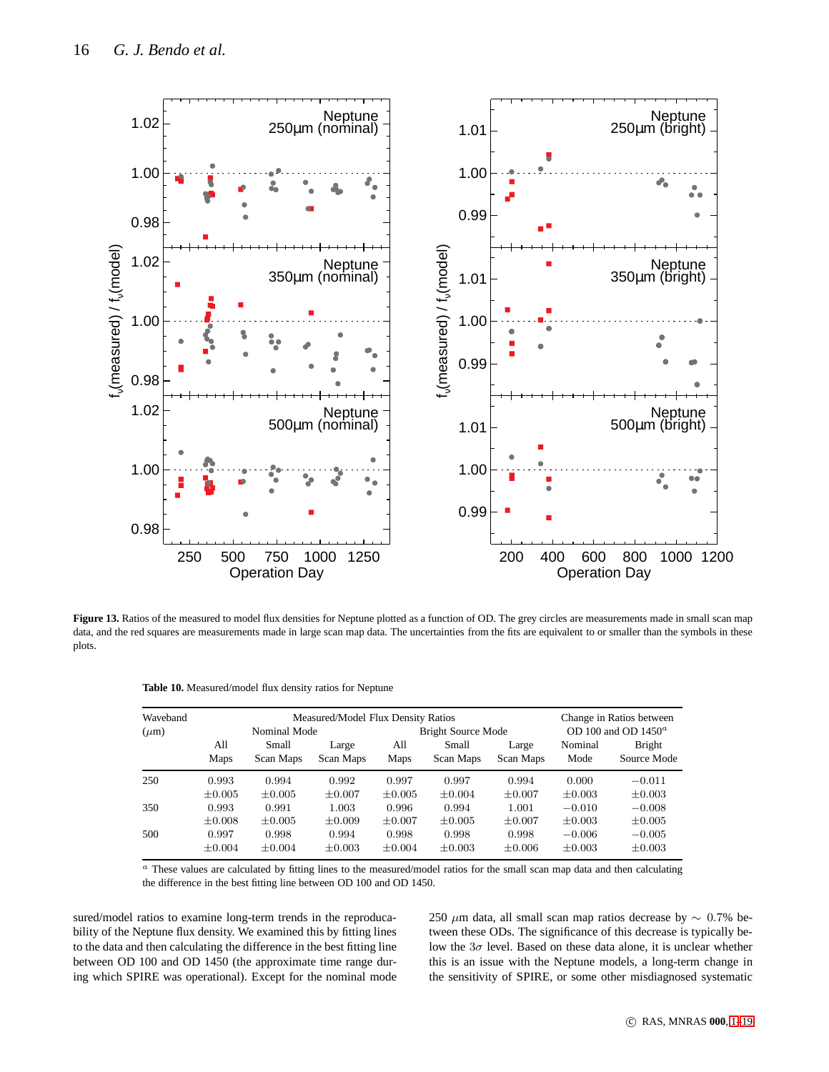**Figure 13.** Ratios of the measured to model flux densities for Neptune plotted as a function of OD. The grey circles are measurements made in small scan map data, and the red squares are measurements made in large scan map data. The uncertainties from the fits are equivalent to or smaller than the symbols in these plots.

**Table 10.** Measured/model flux density ratios for Neptune

| Waveband ($\mu$m) | Measured/Model Flux Density Ratios | | | | | | Change in Ratios between OD 100 and OD 1450[a] | |
|---|---|---|---|---|---|---|---|---|
| | Nominal Mode | | | Bright Source Mode | | | | |
| | All Maps | Small Scan Maps | Large Scan Maps | All Maps | Small Scan Maps | Large Scan Maps | Nominal Mode | Bright Source Mode |
| 250 | 0.993 $\pm$0.005 | 0.994 $\pm$0.005 | 0.992 $\pm$0.007 | 0.997 $\pm$0.005 | 0.997 $\pm$0.004 | 0.994 $\pm$0.007 | 0.000 $\pm$0.003 | $-0.011$ $\pm$0.003 |
| 350 | 0.993 $\pm$0.008 | 0.991 $\pm$0.005 | 1.003 $\pm$0.009 | 0.996 $\pm$0.007 | 0.994 $\pm$0.005 | 1.001 $\pm$0.007 | $-0.010$ $\pm$0.003 | $-0.008$ $\pm$0.005 |
| 500 | 0.997 $\pm$0.004 | 0.998 $\pm$0.004 | 0.994 $\pm$0.003 | 0.998 $\pm$0.004 | 0.998 $\pm$0.003 | 0.998 $\pm$0.006 | $-0.006$ $\pm$0.003 | $-0.005$ $\pm$0.003 |

[a] These values are calculated by fitting lines to the measured/model ratios for the small scan map data and then calculating the difference in the best fitting line between OD 100 and OD 1450.

sured/model ratios to examine long-term trends in the reproducability of the Neptune flux density. We examined this by fitting lines to the data and then calculating the difference in the best fitting line between OD 100 and OD 1450 (the approximate time range during which SPIRE was operational). Except for the nominal mode 250 $\mu$m data, all small scan map ratios decrease by $\sim$ 0.7% between these ODs. The significance of this decrease is typically below the $3\sigma$ level. Based on these data alone, it is unclear whether this is an issue with the Neptune models, a long-term change in the sensitivity of SPIRE, or some other misdiagnosed systematic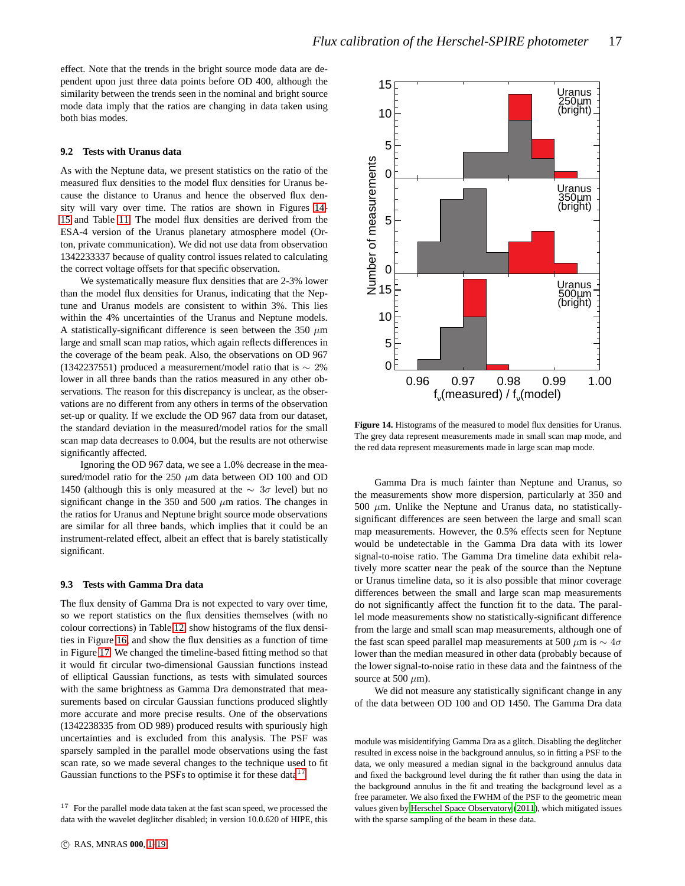effect. Note that the trends in the bright source mode data are dependent upon just three data points before OD 400, although the similarity between the trends seen in the nominal and bright source mode data imply that the ratios are changing in data taken using both bias modes.

### 9.2 Tests with Uranus data

As with the Neptune data, we present statistics on the ratio of the measured flux densities to the model flux densities for Uranus because the distance to Uranus and hence the observed flux density will vary over time. The ratios are shown in Figures 14-15 and Table 11. The model flux densities are derived from the ESA-4 version of the Uranus planetary atmosphere model (Orton, private communication). We did not use data from observation 1342233337 because of quality control issues related to calculating the correct voltage offsets for that specific observation.

We systematically measure flux densities that are 2-3% lower than the model flux densities for Uranus, indicating that the Neptune and Uranus models are consistent to within 3%. This lies within the 4% uncertainties of the Uranus and Neptune models. A statistically-significant difference is seen between the 350 $\mu$m large and small scan map ratios, which again reflects differences in the coverage of the beam peak. Also, the observations on OD 967 (1342237551) produced a measurement/model ratio that is $\sim$ 2% lower in all three bands than the ratios measured in any other observations. The reason for this discrepancy is unclear, as the observations are no different from any others in terms of the observation set-up or quality. If we exclude the OD 967 data from our dataset, the standard deviation in the measured/model ratios for the small scan map data decreases to 0.004, but the results are not otherwise significantly affected.

Ignoring the OD 967 data, we see a 1.0% decrease in the measured/model ratio for the 250 $\mu$m data between OD 100 and OD 1450 (although this is only measured at the $\sim 3\sigma$ level) but no significant change in the 350 and 500 $\mu$m ratios. The changes in the ratios for Uranus and Neptune bright source mode observations are similar for all three bands, which implies that it could be an instrument-related effect, albeit an effect that is barely statistically significant.

### 9.3 Tests with Gamma Dra data

The flux density of Gamma Dra is not expected to vary over time, so we report statistics on the flux densities themselves (with no colour corrections) in Table 12, show histograms of the flux densities in Figure 16, and show the flux densities as a function of time in Figure 17. We changed the timeline-based fitting method so that it would fit circular two-dimensional Gaussian functions instead of elliptical Gaussian functions, as tests with simulated sources with the same brightness as Gamma Dra demonstrated that measurements based on circular Gaussian functions produced slightly more accurate and more precise results. One of the observations (1342238335 from OD 989) produced results with spuriously high uncertainties and is excluded from this analysis. The PSF was sparsely sampled in the parallel mode observations using the fast scan rate, so we made several changes to the technique used to fit Gaussian functions to the PSFs to optimise it for these data[17].

**Figure 14.** Histograms of the measured to model flux densities for Uranus. The grey data represent measurements made in small scan map mode, and the red data represent measurements made in large scan map mode.

Gamma Dra is much fainter than Neptune and Uranus, so the measurements show more dispersion, particularly at 350 and 500 $\mu$m. Unlike the Neptune and Uranus data, no statistically-significant differences are seen between the large and small scan map measurements. However, the 0.5% effects seen for Neptune would be undetectable in the Gamma Dra data with its lower signal-to-noise ratio. The Gamma Dra timeline data exhibit relatively more scatter near the peak of the source than the Neptune or Uranus timeline data, so it is also possible that minor coverage differences between the small and large scan map measurements do not significantly affect the function fit to the data. The parallel mode measurements show no statistically-significant difference from the large and small scan map measurements, although one of the fast scan speed parallel map measurements at 500 $\mu$m is $\sim 4\sigma$ lower than the median measured in other data (probably because of the lower signal-to-noise ratio in these data and the faintness of the source at 500 $\mu$m).

We did not measure any statistically significant change in any of the data between OD 100 and OD 1450. The Gamma Dra data

[17] For the parallel mode data taken at the fast scan speed, we processed the data with the wavelet deglitcher disabled; in version 10.0.620 of HIPE, this module was misidentifying Gamma Dra as a glitch. Disabling the deglitcher resulted in excess noise in the background annulus, so in fitting a PSF to the data, we only measured a median signal in the background annulus data and fixed the background level during the fit rather than using the data in the background annulus in the fit and treating the background level as a free parameter. We also fixed the FWHM of the PSF to the geometric mean values given by Herschel Space Observatory (2011), which mitigated issues with the sparse sampling of the beam in these data.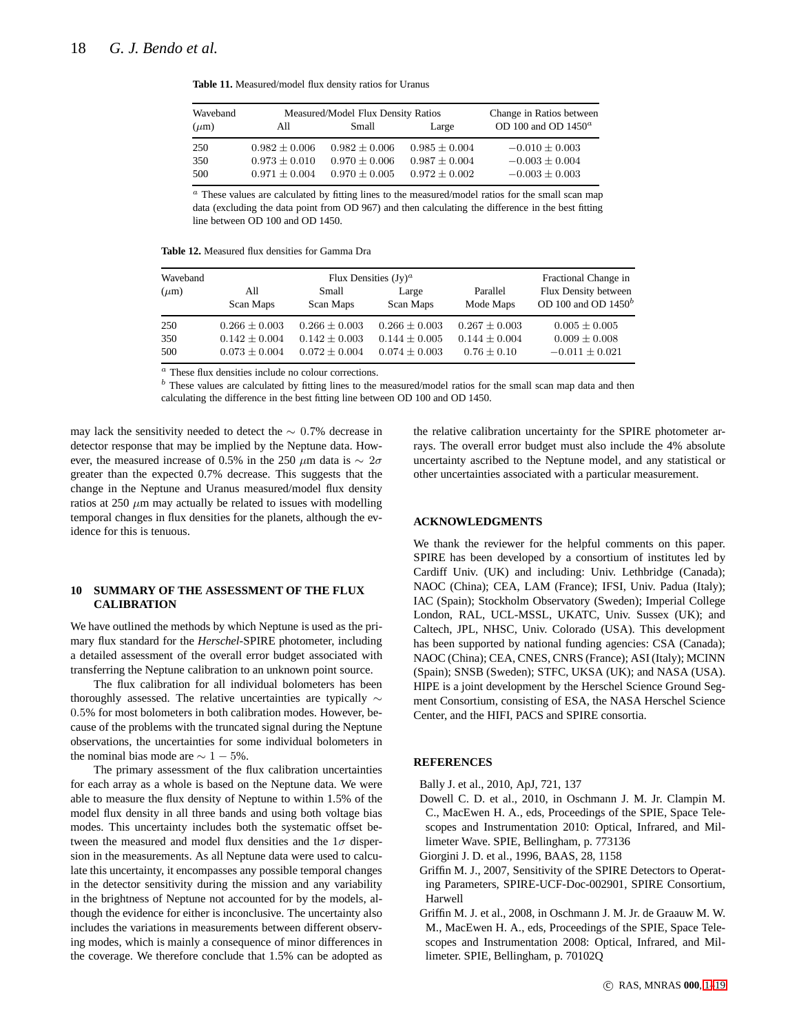**Table 11.** Measured/model flux density ratios for Uranus

| Waveband ($\mu$m) | Measured/Model Flux Density Ratios All | Small | Large | Change in Ratios between OD 100 and OD 1450[a] |
|---|---|---|---|---|
| 250 | $0.982 \pm 0.006$ | $0.982 \pm 0.006$ | $0.985 \pm 0.004$ | $-0.010 \pm 0.003$ |
| 350 | $0.973 \pm 0.010$ | $0.970 \pm 0.006$ | $0.987 \pm 0.004$ | $-0.003 \pm 0.004$ |
| 500 | $0.971 \pm 0.004$ | $0.970 \pm 0.005$ | $0.972 \pm 0.002$ | $-0.003 \pm 0.003$ |

[a] These values are calculated by fitting lines to the measured/model ratios for the small scan map data (excluding the data point from OD 967) and then calculating the difference in the best fitting line between OD 100 and OD 1450.

**Table 12.** Measured flux densities for Gamma Dra

| Waveband ($\mu$m) | Flux Densities (Jy)[a] All Scan Maps | Small Scan Maps | Large Scan Maps | Parallel Mode Maps | Fractional Change in Flux Density between OD 100 and OD 1450[b] |
|---|---|---|---|---|---|
| 250 | $0.266 \pm 0.003$ | $0.266 \pm 0.003$ | $0.266 \pm 0.003$ | $0.267 \pm 0.003$ | $0.005 \pm 0.005$ |
| 350 | $0.142 \pm 0.004$ | $0.142 \pm 0.003$ | $0.144 \pm 0.005$ | $0.144 \pm 0.004$ | $0.009 \pm 0.008$ |
| 500 | $0.073 \pm 0.004$ | $0.072 \pm 0.004$ | $0.074 \pm 0.003$ | $0.76 \pm 0.10$ | $-0.011 \pm 0.021$ |

[a] These flux densities include no colour corrections.
[b] These values are calculated by fitting lines to the measured/model ratios for the small scan map data and then calculating the difference in the best fitting line between OD 100 and OD 1450.

may lack the sensitivity needed to detect the $\sim 0.7\%$ decrease in detector response that may be implied by the Neptune data. However, the measured increase of 0.5% in the 250 $\mu$m data is $\sim 2\sigma$ greater than the expected 0.7% decrease. This suggests that the change in the Neptune and Uranus measured/model flux density ratios at 250 $\mu$m may actually be related to issues with modelling temporal changes in flux densities for the planets, although the evidence for this is tenuous.

## 10 SUMMARY OF THE ASSESSMENT OF THE FLUX CALIBRATION

We have outlined the methods by which Neptune is used as the primary flux standard for the *Herschel*-SPIRE photometer, including a detailed assessment of the overall error budget associated with transferring the Neptune calibration to an unknown point source.

The flux calibration for all individual bolometers has been thoroughly assessed. The relative uncertainties are typically $\sim 0.5\%$ for most bolometers in both calibration modes. However, because of the problems with the truncated signal during the Neptune observations, the uncertainties for some individual bolometers in the nominal bias mode are $\sim 1-5\%$.

The primary assessment of the flux calibration uncertainties for each array as a whole is based on the Neptune data. We were able to measure the flux density of Neptune to within 1.5% of the model flux density in all three bands and using both voltage bias modes. This uncertainty includes both the systematic offset between the measured and model flux densities and the $1\sigma$ dispersion in the measurements. As all Neptune data were used to calculate this uncertainty, it encompasses any possible temporal changes in the detector sensitivity during the mission and any variability in the brightness of Neptune not accounted for by the models, although the evidence for either is inconclusive. The uncertainty also includes the variations in measurements between different observing modes, which is mainly a consequence of minor differences in the coverage. We therefore conclude that 1.5% can be adopted as the relative calibration uncertainty for the SPIRE photometer arrays. The overall error budget must also include the 4% absolute uncertainty ascribed to the Neptune model, and any statistical or other uncertainties associated with a particular measurement.

## ACKNOWLEDGMENTS

We thank the reviewer for the helpful comments on this paper. SPIRE has been developed by a consortium of institutes led by Cardiff Univ. (UK) and including: Univ. Lethbridge (Canada); NAOC (China); CEA, LAM (France); IFSI, Univ. Padua (Italy); IAC (Spain); Stockholm Observatory (Sweden); Imperial College London, RAL, UCL-MSSL, UKATC, Univ. Sussex (UK); and Caltech, JPL, NHSC, Univ. Colorado (USA). This development has been supported by national funding agencies: CSA (Canada); NAOC (China); CEA, CNES, CNRS (France); ASI (Italy); MCINN (Spain); SNSB (Sweden); STFC, UKSA (UK); and NASA (USA). HIPE is a joint development by the Herschel Science Ground Segment Consortium, consisting of ESA, the NASA Herschel Science Center, and the HIFI, PACS and SPIRE consortia.

## REFERENCES

Bally J. et al., 2010, ApJ, 721, 137

Dowell C. D. et al., 2010, in Oschmann J. M. Jr. Clampin M. C., MacEwen H. A., eds, Proceedings of the SPIE, Space Telescopes and Instrumentation 2010: Optical, Infrared, and Millimeter Wave. SPIE, Bellingham, p. 773136

Giorgini J. D. et al., 1996, BAAS, 28, 1158

Griffin M. J., 2007, Sensitivity of the SPIRE Detectors to Operating Parameters, SPIRE-UCF-Doc-002901, SPIRE Consortium, Harwell

Griffin M. J. et al., 2008, in Oschmann J. M. Jr. de Graauw M. W. M., MacEwen H. A., eds, Proceedings of the SPIE, Space Telescopes and Instrumentation 2008: Optical, Infrared, and Millimeter. SPIE, Bellingham, p. 70102Q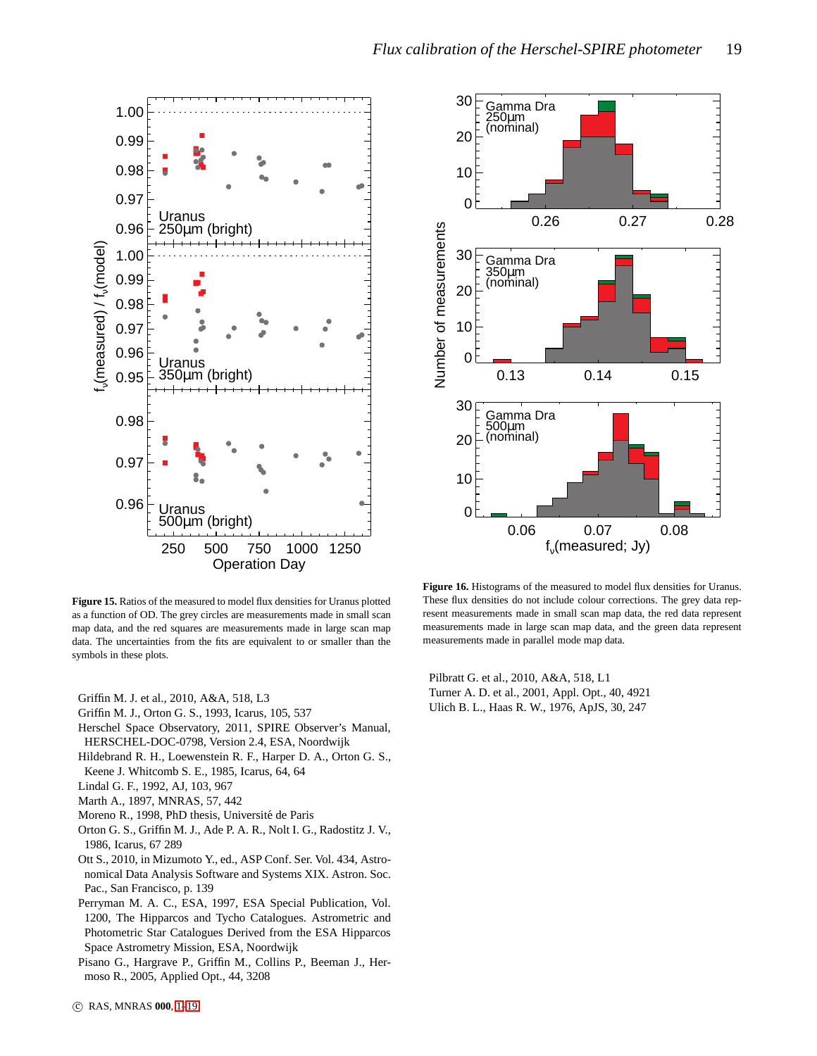**Figure 15.** Ratios of the measured to model flux densities for Uranus plotted as a function of OD. The grey circles are measurements made in small scan map data, and the red squares are measurements made in large scan map data. The uncertainties from the fits are equivalent to or smaller than the symbols in these plots.

**Figure 16.** Histograms of the measured to model flux densities for Uranus. These flux densities do not include colour corrections. The grey data represent measurements made in small scan map data, the red data represent measurements made in large scan map data, and the green data represent measurements made in parallel mode map data.

Griffin M. J. et al., 2010, A&A, 518, L3

Griffin M. J., Orton G. S., 1993, Icarus, 105, 537

Herschel Space Observatory, 2011, SPIRE Observer's Manual, HERSCHEL-DOC-0798, Version 2.4, ESA, Noordwijk

Hildebrand R. H., Loewenstein R. F., Harper D. A., Orton G. S., Keene J. Whitcomb S. E., 1985, Icarus, 64, 64

Lindal G. F., 1992, AJ, 103, 967

Marth A., 1897, MNRAS, 57, 442

Moreno R., 1998, PhD thesis, Université de Paris

Orton G. S., Griffin M. J., Ade P. A. R., Nolt I. G., Radostitz J. V., 1986, Icarus, 67 289

Ott S., 2010, in Mizumoto Y., ed., ASP Conf. Ser. Vol. 434, Astronomical Data Analysis Software and Systems XIX. Astron. Soc. Pac., San Francisco, p. 139

Perryman M. A. C., ESA, 1997, ESA Special Publication, Vol. 1200, The Hipparcos and Tycho Catalogues. Astrometric and Photometric Star Catalogues Derived from the ESA Hipparcos Space Astrometry Mission, ESA, Noordwijk

Pisano G., Hargrave P., Griffin M., Collins P., Beeman J., Hermoso R., 2005, Applied Opt., 44, 3208

Pilbratt G. et al., 2010, A&A, 518, L1

Turner A. D. et al., 2001, Appl. Opt., 40, 4921

Ulich B. L., Haas R. W., 1976, ApJS, 30, 247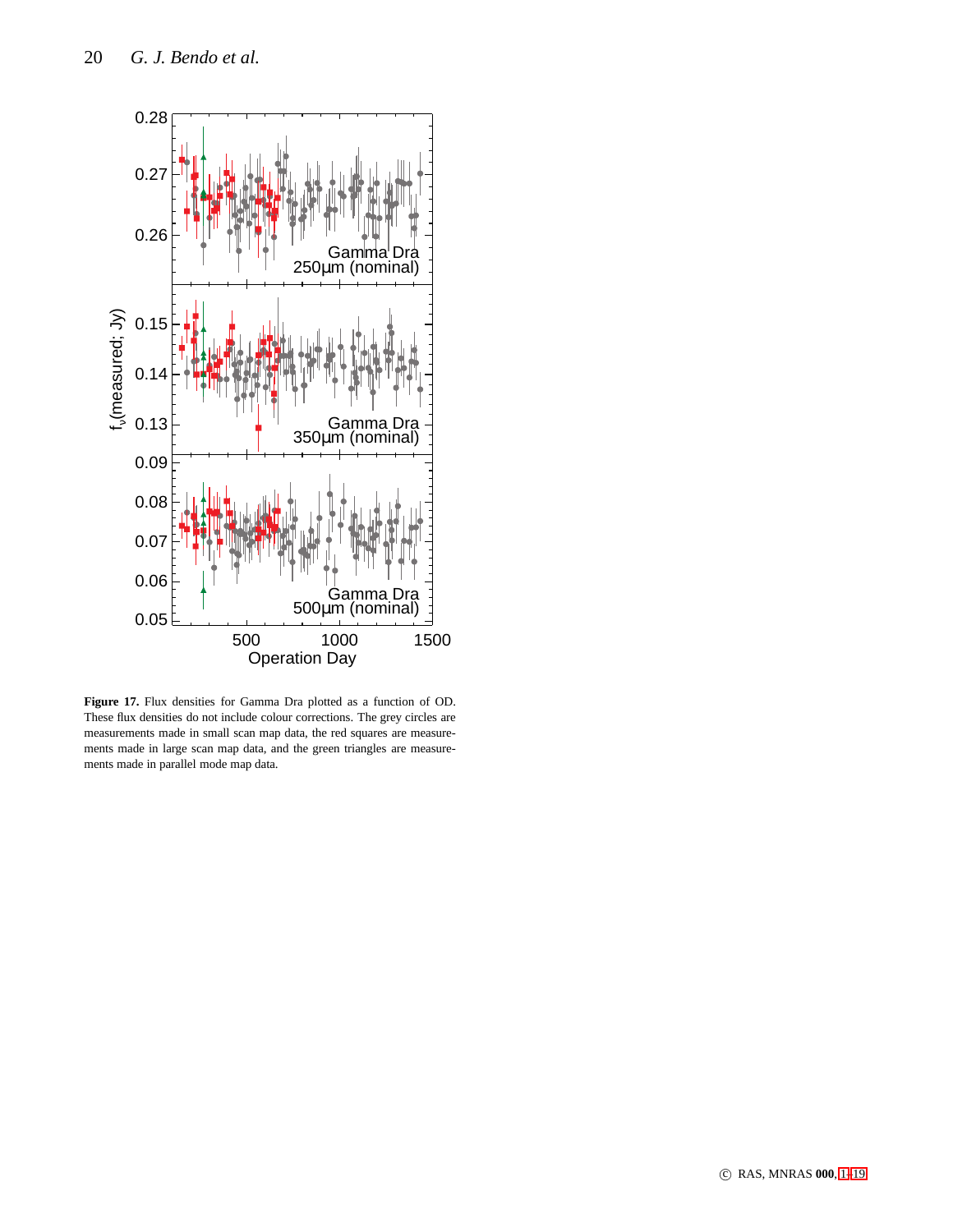0.28
0.27
0.26
Gamma Dra
250µm (nominal)

0.15
0.14
0.13
Gamma Dra
350µm (nominal)

0.09
0.08
0.07
0.06
0.05
Gamma Dra
500µm (nominal)

$f_\nu$(measured; Jy)

500
1000
1500
Operation Day

**Figure 17.** Flux densities for Gamma Dra plotted as a function of OD. These flux densities do not include colour corrections. The grey circles are measurements made in small scan map data, the red squares are measurements made in large scan map data, and the green triangles are measurements made in parallel mode map data.